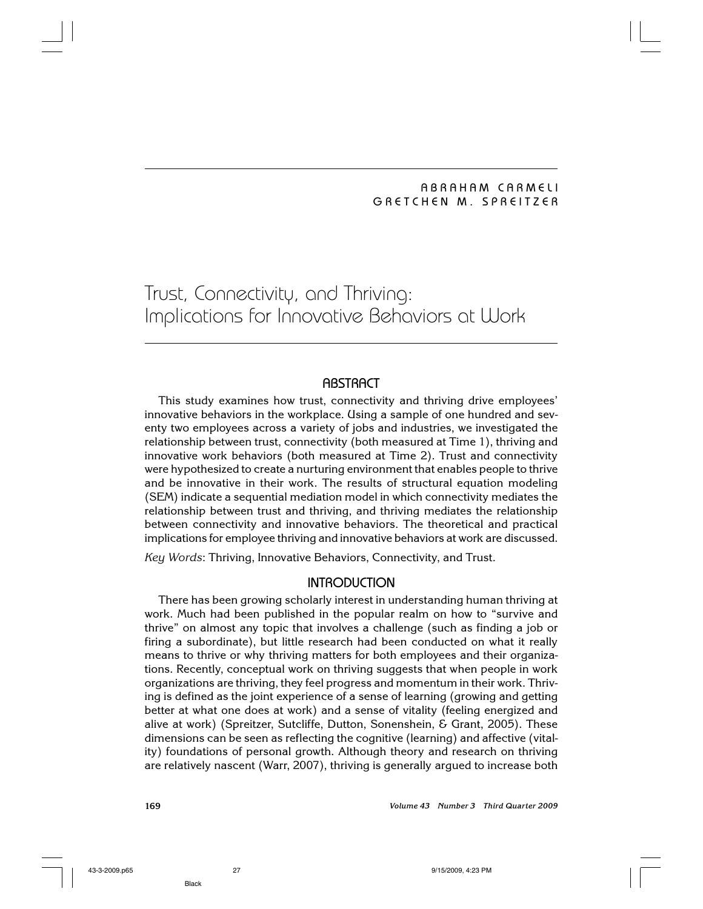ABRAHAM CARMELI
GRETCHEN M. SPREITZER

# Trust, Connectivity, and Thriving: Implications for Innovative Behaviors at Work

## ABSTRACT

This study examines how trust, connectivity and thriving drive employees' innovative behaviors in the workplace. Using a sample of one hundred and seventy two employees across a variety of jobs and industries, we investigated the relationship between trust, connectivity (both measured at Time 1), thriving and innovative work behaviors (both measured at Time 2). Trust and connectivity were hypothesized to create a nurturing environment that enables people to thrive and be innovative in their work. The results of structural equation modeling (SEM) indicate a sequential mediation model in which connectivity mediates the relationship between trust and thriving, and thriving mediates the relationship between connectivity and innovative behaviors. The theoretical and practical implications for employee thriving and innovative behaviors at work are discussed.

*Key Words*: Thriving, Innovative Behaviors, Connectivity, and Trust.

## INTRODUCTION

There has been growing scholarly interest in understanding human thriving at work. Much had been published in the popular realm on how to "survive and thrive" on almost any topic that involves a challenge (such as finding a job or firing a subordinate), but little research had been conducted on what it really means to thrive or why thriving matters for both employees and their organizations. Recently, conceptual work on thriving suggests that when people in work organizations are thriving, they feel progress and momentum in their work. Thriving is defined as the joint experience of a sense of learning (growing and getting better at what one does at work) and a sense of vitality (feeling energized and alive at work) (Spreitzer, Sutcliffe, Dutton, Sonenshein, & Grant, 2005). These dimensions can be seen as reflecting the cognitive (learning) and affective (vitality) foundations of personal growth. Although theory and research on thriving are relatively nascent (Warr, 2007), thriving is generally argued to increase both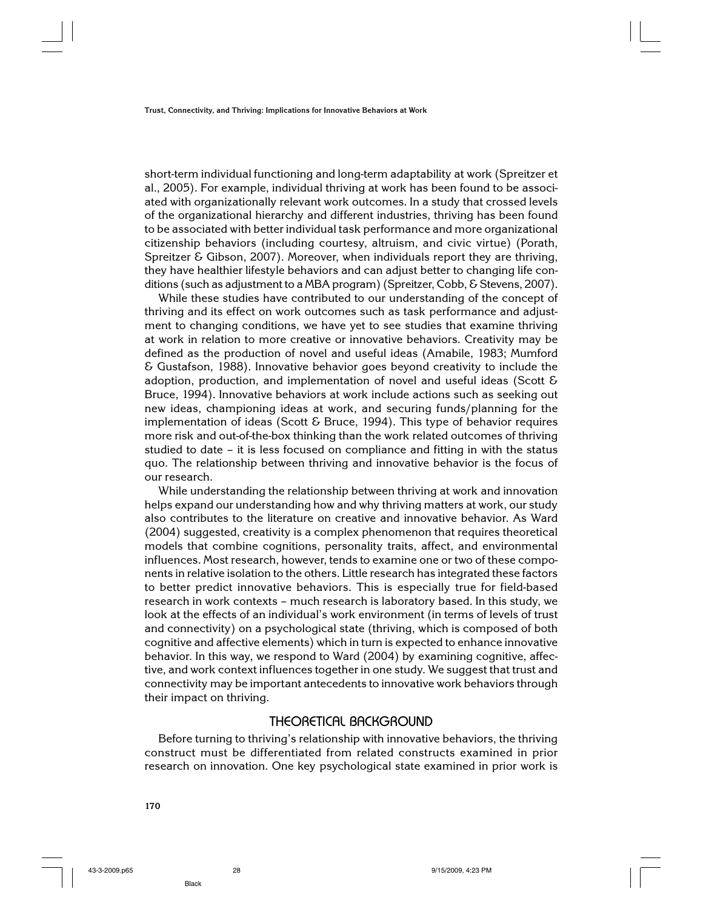short-term individual functioning and long-term adaptability at work (Spreitzer et al., 2005). For example, individual thriving at work has been found to be associated with organizationally relevant work outcomes. In a study that crossed levels of the organizational hierarchy and different industries, thriving has been found to be associated with better individual task performance and more organizational citizenship behaviors (including courtesy, altruism, and civic virtue) (Porath, Spreitzer & Gibson, 2007). Moreover, when individuals report they are thriving, they have healthier lifestyle behaviors and can adjust better to changing life conditions (such as adjustment to a MBA program) (Spreitzer, Cobb, & Stevens, 2007).

While these studies have contributed to our understanding of the concept of thriving and its effect on work outcomes such as task performance and adjustment to changing conditions, we have yet to see studies that examine thriving at work in relation to more creative or innovative behaviors. Creativity may be defined as the production of novel and useful ideas (Amabile, 1983; Mumford & Gustafson, 1988). Innovative behavior goes beyond creativity to include the adoption, production, and implementation of novel and useful ideas (Scott & Bruce, 1994). Innovative behaviors at work include actions such as seeking out new ideas, championing ideas at work, and securing funds/planning for the implementation of ideas (Scott & Bruce, 1994). This type of behavior requires more risk and out-of-the-box thinking than the work related outcomes of thriving studied to date – it is less focused on compliance and fitting in with the status quo. The relationship between thriving and innovative behavior is the focus of our research.

While understanding the relationship between thriving at work and innovation helps expand our understanding how and why thriving matters at work, our study also contributes to the literature on creative and innovative behavior. As Ward (2004) suggested, creativity is a complex phenomenon that requires theoretical models that combine cognitions, personality traits, affect, and environmental influences. Most research, however, tends to examine one or two of these components in relative isolation to the others. Little research has integrated these factors to better predict innovative behaviors. This is especially true for field-based research in work contexts – much research is laboratory based. In this study, we look at the effects of an individual's work environment (in terms of levels of trust and connectivity) on a psychological state (thriving, which is composed of both cognitive and affective elements) which in turn is expected to enhance innovative behavior. In this way, we respond to Ward (2004) by examining cognitive, affective, and work context influences together in one study. We suggest that trust and connectivity may be important antecedents to innovative work behaviors through their impact on thriving.

## THEORETICAL BACKGROUND

Before turning to thriving's relationship with innovative behaviors, the thriving construct must be differentiated from related constructs examined in prior research on innovation. One key psychological state examined in prior work is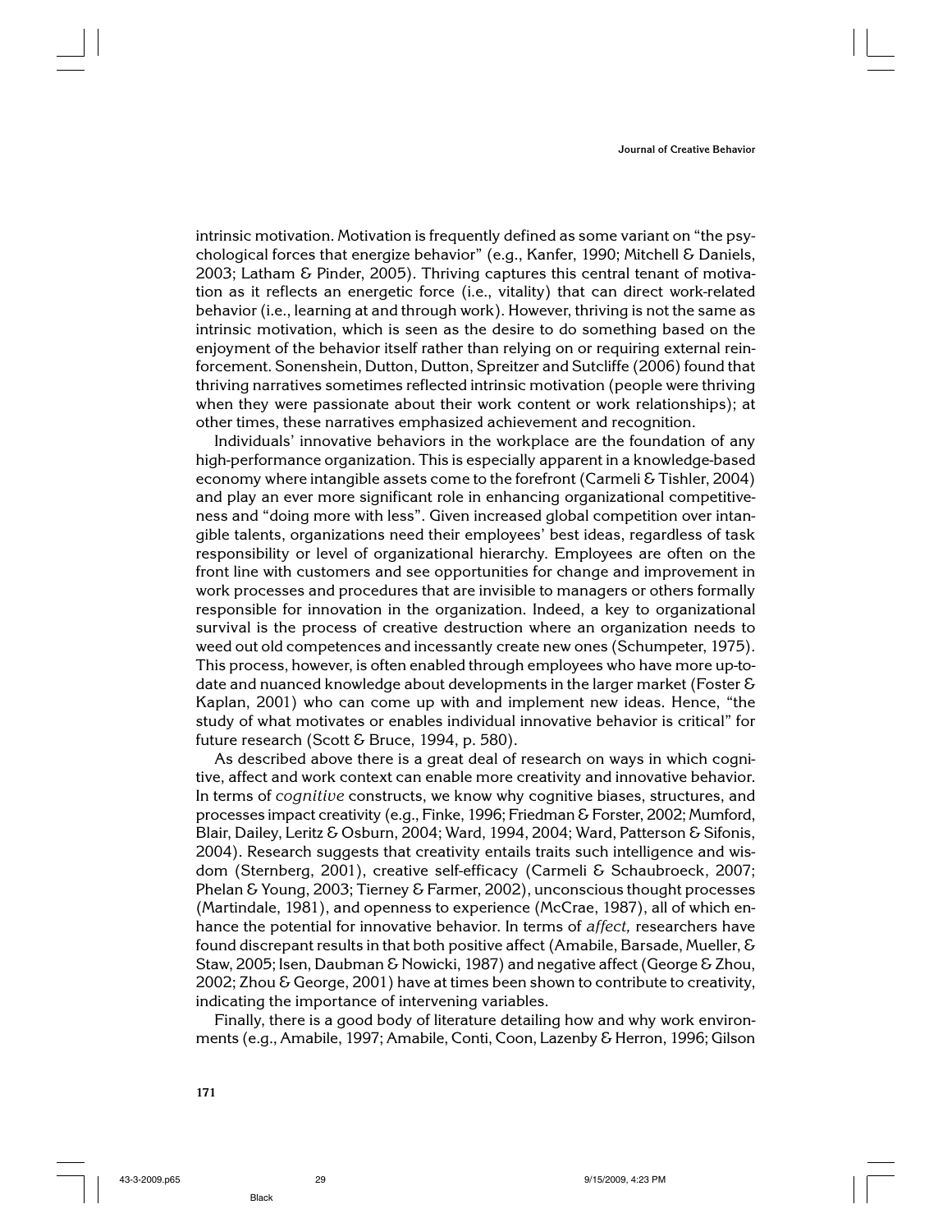intrinsic motivation. Motivation is frequently defined as some variant on "the psychological forces that energize behavior" (e.g., Kanfer, 1990; Mitchell & Daniels, 2003; Latham & Pinder, 2005). Thriving captures this central tenant of motivation as it reflects an energetic force (i.e., vitality) that can direct work-related behavior (i.e., learning at and through work). However, thriving is not the same as intrinsic motivation, which is seen as the desire to do something based on the enjoyment of the behavior itself rather than relying on or requiring external reinforcement. Sonenshein, Dutton, Dutton, Spreitzer and Sutcliffe (2006) found that thriving narratives sometimes reflected intrinsic motivation (people were thriving when they were passionate about their work content or work relationships); at other times, these narratives emphasized achievement and recognition.

Individuals' innovative behaviors in the workplace are the foundation of any high-performance organization. This is especially apparent in a knowledge-based economy where intangible assets come to the forefront (Carmeli & Tishler, 2004) and play an ever more significant role in enhancing organizational competitiveness and "doing more with less". Given increased global competition over intangible talents, organizations need their employees' best ideas, regardless of task responsibility or level of organizational hierarchy. Employees are often on the front line with customers and see opportunities for change and improvement in work processes and procedures that are invisible to managers or others formally responsible for innovation in the organization. Indeed, a key to organizational survival is the process of creative destruction where an organization needs to weed out old competences and incessantly create new ones (Schumpeter, 1975). This process, however, is often enabled through employees who have more up-to-date and nuanced knowledge about developments in the larger market (Foster & Kaplan, 2001) who can come up with and implement new ideas. Hence, "the study of what motivates or enables individual innovative behavior is critical" for future research (Scott & Bruce, 1994, p. 580).

As described above there is a great deal of research on ways in which cognitive, affect and work context can enable more creativity and innovative behavior. In terms of *cognitive* constructs, we know why cognitive biases, structures, and processes impact creativity (e.g., Finke, 1996; Friedman & Forster, 2002; Mumford, Blair, Dailey, Leritz & Osburn, 2004; Ward, 1994, 2004; Ward, Patterson & Sifonis, 2004). Research suggests that creativity entails traits such intelligence and wisdom (Sternberg, 2001), creative self-efficacy (Carmeli & Schaubroeck, 2007; Phelan & Young, 2003; Tierney & Farmer, 2002), unconscious thought processes (Martindale, 1981), and openness to experience (McCrae, 1987), all of which enhance the potential for innovative behavior. In terms of *affect,* researchers have found discrepant results in that both positive affect (Amabile, Barsade, Mueller, & Staw, 2005; Isen, Daubman & Nowicki, 1987) and negative affect (George & Zhou, 2002; Zhou & George, 2001) have at times been shown to contribute to creativity, indicating the importance of intervening variables.

Finally, there is a good body of literature detailing how and why work environments (e.g., Amabile, 1997; Amabile, Conti, Coon, Lazenby & Herron, 1996; Gilson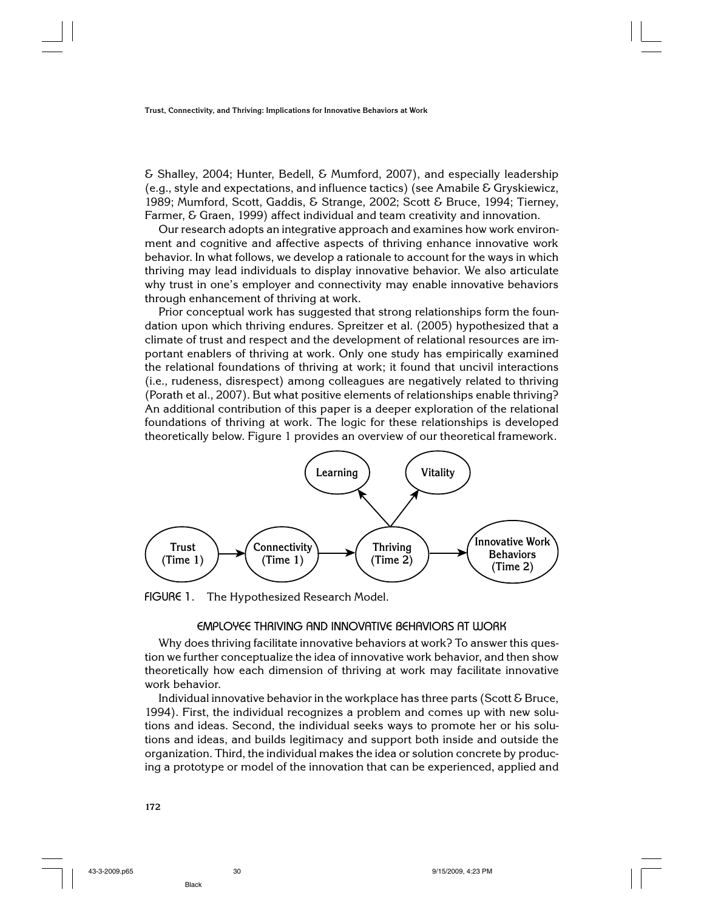& Shalley, 2004; Hunter, Bedell, & Mumford, 2007), and especially leadership (e.g., style and expectations, and influence tactics) (see Amabile & Gryskiewicz, 1989; Mumford, Scott, Gaddis, & Strange, 2002; Scott & Bruce, 1994; Tierney, Farmer, & Graen, 1999) affect individual and team creativity and innovation.

Our research adopts an integrative approach and examines how work environment and cognitive and affective aspects of thriving enhance innovative work behavior. In what follows, we develop a rationale to account for the ways in which thriving may lead individuals to display innovative behavior. We also articulate why trust in one's employer and connectivity may enable innovative behaviors through enhancement of thriving at work.

Prior conceptual work has suggested that strong relationships form the foundation upon which thriving endures. Spreitzer et al. (2005) hypothesized that a climate of trust and respect and the development of relational resources are important enablers of thriving at work. Only one study has empirically examined the relational foundations of thriving at work; it found that uncivil interactions (i.e., rudeness, disrespect) among colleagues are negatively related to thriving (Porath et al., 2007). But what positive elements of relationships enable thriving? An additional contribution of this paper is a deeper exploration of the relational foundations of thriving at work. The logic for these relationships is developed theoretically below. Figure 1 provides an overview of our theoretical framework.

FIGURE 1. The Hypothesized Research Model.

## EMPLOYEE THRIVING AND INNOVATIVE BEHAVIORS AT WORK

Why does thriving facilitate innovative behaviors at work? To answer this question we further conceptualize the idea of innovative work behavior, and then show theoretically how each dimension of thriving at work may facilitate innovative work behavior.

Individual innovative behavior in the workplace has three parts (Scott & Bruce, 1994). First, the individual recognizes a problem and comes up with new solutions and ideas. Second, the individual seeks ways to promote her or his solutions and ideas, and builds legitimacy and support both inside and outside the organization. Third, the individual makes the idea or solution concrete by producing a prototype or model of the innovation that can be experienced, applied and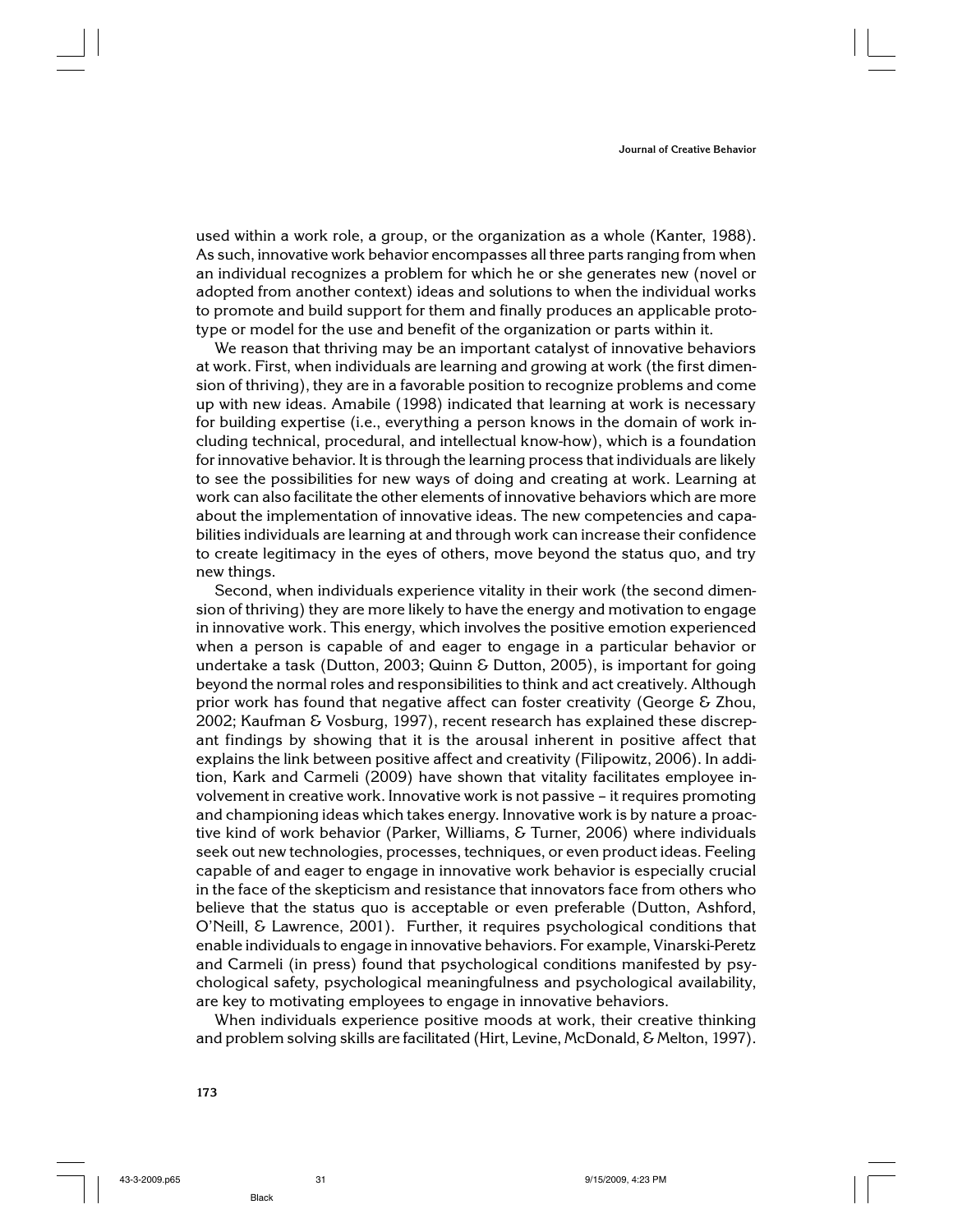used within a work role, a group, or the organization as a whole (Kanter, 1988). As such, innovative work behavior encompasses all three parts ranging from when an individual recognizes a problem for which he or she generates new (novel or adopted from another context) ideas and solutions to when the individual works to promote and build support for them and finally produces an applicable prototype or model for the use and benefit of the organization or parts within it.

We reason that thriving may be an important catalyst of innovative behaviors at work. First, when individuals are learning and growing at work (the first dimension of thriving), they are in a favorable position to recognize problems and come up with new ideas. Amabile (1998) indicated that learning at work is necessary for building expertise (i.e., everything a person knows in the domain of work including technical, procedural, and intellectual know-how), which is a foundation for innovative behavior. It is through the learning process that individuals are likely to see the possibilities for new ways of doing and creating at work. Learning at work can also facilitate the other elements of innovative behaviors which are more about the implementation of innovative ideas. The new competencies and capabilities individuals are learning at and through work can increase their confidence to create legitimacy in the eyes of others, move beyond the status quo, and try new things.

Second, when individuals experience vitality in their work (the second dimension of thriving) they are more likely to have the energy and motivation to engage in innovative work. This energy, which involves the positive emotion experienced when a person is capable of and eager to engage in a particular behavior or undertake a task (Dutton, 2003; Quinn & Dutton, 2005), is important for going beyond the normal roles and responsibilities to think and act creatively. Although prior work has found that negative affect can foster creativity (George & Zhou, 2002; Kaufman & Vosburg, 1997), recent research has explained these discrepant findings by showing that it is the arousal inherent in positive affect that explains the link between positive affect and creativity (Filipowitz, 2006). In addition, Kark and Carmeli (2009) have shown that vitality facilitates employee involvement in creative work. Innovative work is not passive – it requires promoting and championing ideas which takes energy. Innovative work is by nature a proactive kind of work behavior (Parker, Williams, & Turner, 2006) where individuals seek out new technologies, processes, techniques, or even product ideas. Feeling capable of and eager to engage in innovative work behavior is especially crucial in the face of the skepticism and resistance that innovators face from others who believe that the status quo is acceptable or even preferable (Dutton, Ashford, O'Neill, & Lawrence, 2001). Further, it requires psychological conditions that enable individuals to engage in innovative behaviors. For example, Vinarski-Peretz and Carmeli (in press) found that psychological conditions manifested by psychological safety, psychological meaningfulness and psychological availability, are key to motivating employees to engage in innovative behaviors.

When individuals experience positive moods at work, their creative thinking and problem solving skills are facilitated (Hirt, Levine, McDonald, & Melton, 1997).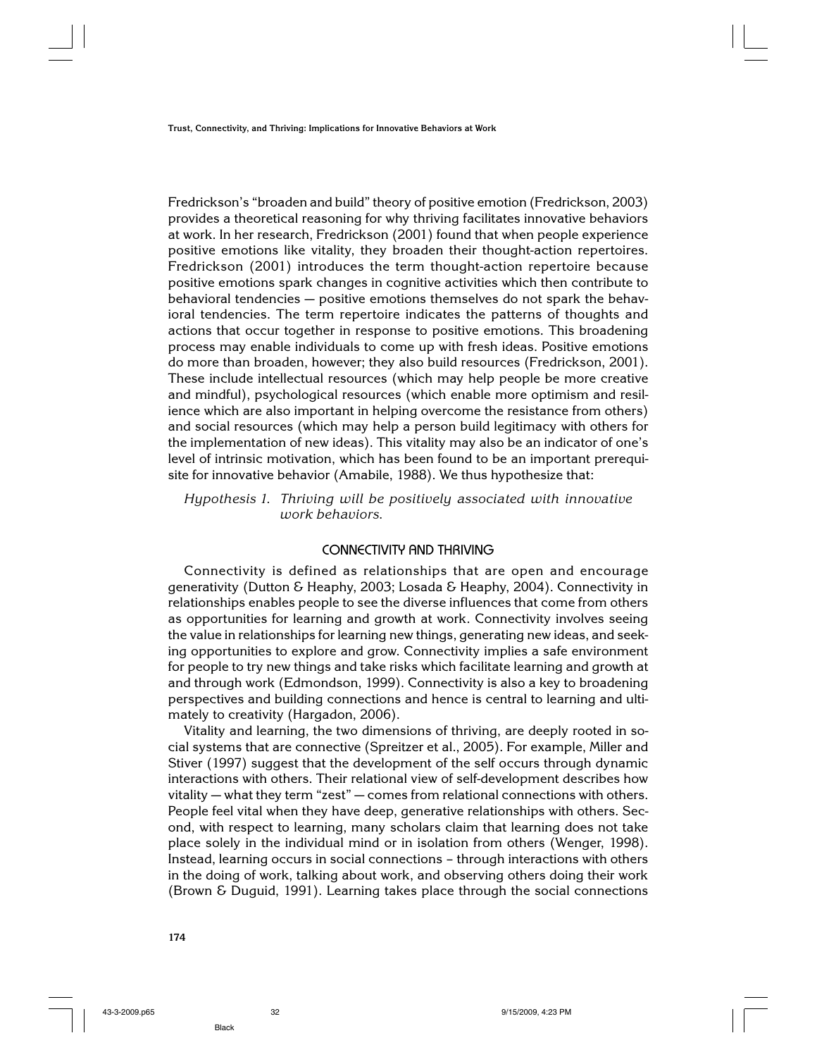Fredrickson's "broaden and build" theory of positive emotion (Fredrickson, 2003) provides a theoretical reasoning for why thriving facilitates innovative behaviors at work. In her research, Fredrickson (2001) found that when people experience positive emotions like vitality, they broaden their thought-action repertoires. Fredrickson (2001) introduces the term thought-action repertoire because positive emotions spark changes in cognitive activities which then contribute to behavioral tendencies — positive emotions themselves do not spark the behavioral tendencies. The term repertoire indicates the patterns of thoughts and actions that occur together in response to positive emotions. This broadening process may enable individuals to come up with fresh ideas. Positive emotions do more than broaden, however; they also build resources (Fredrickson, 2001). These include intellectual resources (which may help people be more creative and mindful), psychological resources (which enable more optimism and resilience which are also important in helping overcome the resistance from others) and social resources (which may help a person build legitimacy with others for the implementation of new ideas). This vitality may also be an indicator of one's level of intrinsic motivation, which has been found to be an important prerequisite for innovative behavior (Amabile, 1988). We thus hypothesize that:

> *Hypothesis 1. Thriving will be positively associated with innovative work behaviors.*

## CONNECTIVITY AND THRIVING

Connectivity is defined as relationships that are open and encourage generativity (Dutton & Heaphy, 2003; Losada & Heaphy, 2004). Connectivity in relationships enables people to see the diverse influences that come from others as opportunities for learning and growth at work. Connectivity involves seeing the value in relationships for learning new things, generating new ideas, and seeking opportunities to explore and grow. Connectivity implies a safe environment for people to try new things and take risks which facilitate learning and growth at and through work (Edmondson, 1999). Connectivity is also a key to broadening perspectives and building connections and hence is central to learning and ultimately to creativity (Hargadon, 2006).

Vitality and learning, the two dimensions of thriving, are deeply rooted in social systems that are connective (Spreitzer et al., 2005). For example, Miller and Stiver (1997) suggest that the development of the self occurs through dynamic interactions with others. Their relational view of self-development describes how vitality — what they term "zest" — comes from relational connections with others. People feel vital when they have deep, generative relationships with others. Second, with respect to learning, many scholars claim that learning does not take place solely in the individual mind or in isolation from others (Wenger, 1998). Instead, learning occurs in social connections – through interactions with others in the doing of work, talking about work, and observing others doing their work (Brown & Duguid, 1991). Learning takes place through the social connections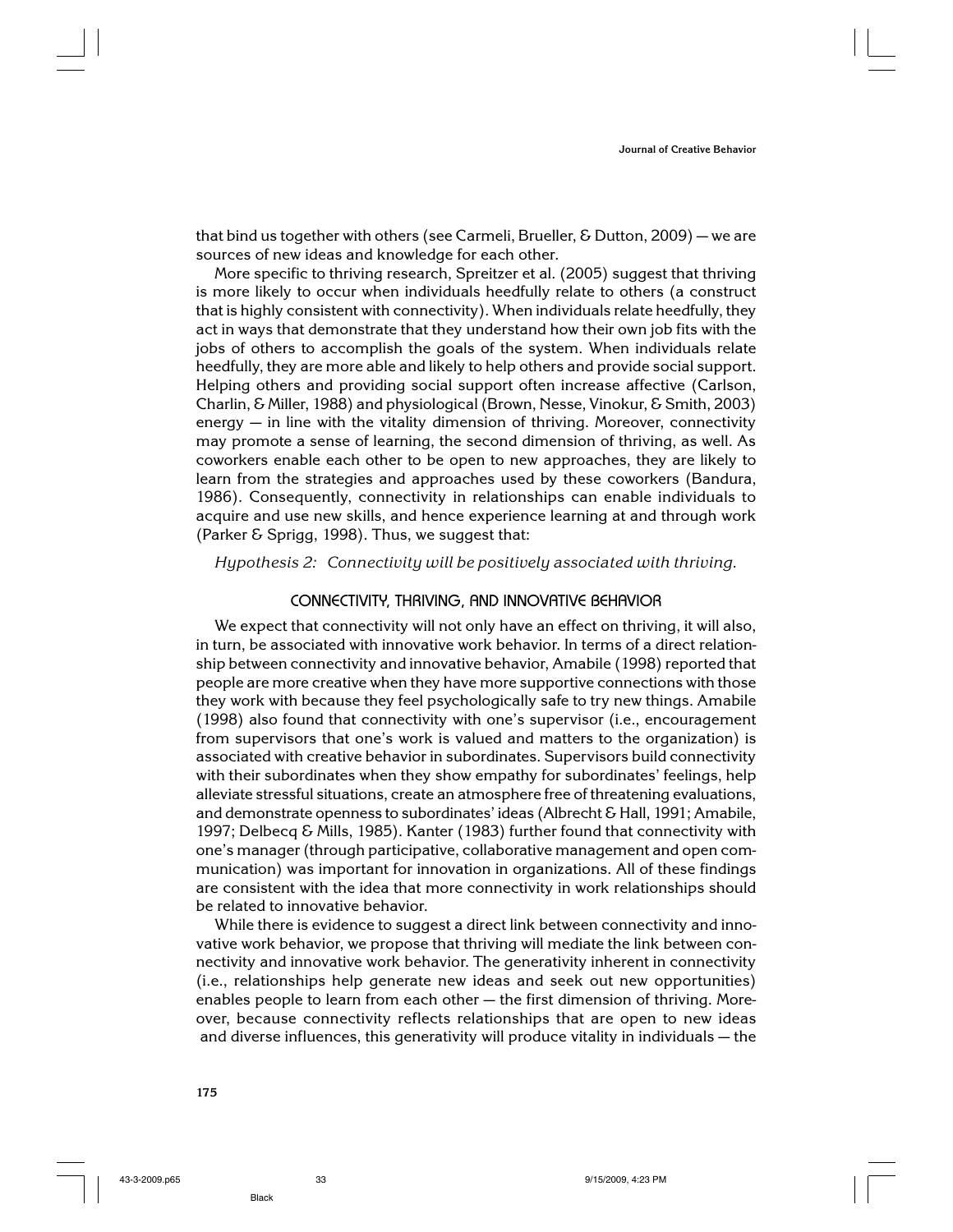that bind us together with others (see Carmeli, Brueller, & Dutton, 2009) — we are sources of new ideas and knowledge for each other.

More specific to thriving research, Spreitzer et al. (2005) suggest that thriving is more likely to occur when individuals heedfully relate to others (a construct that is highly consistent with connectivity). When individuals relate heedfully, they act in ways that demonstrate that they understand how their own job fits with the jobs of others to accomplish the goals of the system. When individuals relate heedfully, they are more able and likely to help others and provide social support. Helping others and providing social support often increase affective (Carlson, Charlin, & Miller, 1988) and physiological (Brown, Nesse, Vinokur, & Smith, 2003) energy — in line with the vitality dimension of thriving. Moreover, connectivity may promote a sense of learning, the second dimension of thriving, as well. As coworkers enable each other to be open to new approaches, they are likely to learn from the strategies and approaches used by these coworkers (Bandura, 1986). Consequently, connectivity in relationships can enable individuals to acquire and use new skills, and hence experience learning at and through work (Parker & Sprigg, 1998). Thus, we suggest that:

*Hypothesis 2: Connectivity will be positively associated with thriving.*

## CONNECTIVITY, THRIVING, AND INNOVATIVE BEHAVIOR

We expect that connectivity will not only have an effect on thriving, it will also, in turn, be associated with innovative work behavior. In terms of a direct relationship between connectivity and innovative behavior, Amabile (1998) reported that people are more creative when they have more supportive connections with those they work with because they feel psychologically safe to try new things. Amabile (1998) also found that connectivity with one's supervisor (i.e., encouragement from supervisors that one's work is valued and matters to the organization) is associated with creative behavior in subordinates. Supervisors build connectivity with their subordinates when they show empathy for subordinates' feelings, help alleviate stressful situations, create an atmosphere free of threatening evaluations, and demonstrate openness to subordinates' ideas (Albrecht & Hall, 1991; Amabile, 1997; Delbecq & Mills, 1985). Kanter (1983) further found that connectivity with one's manager (through participative, collaborative management and open communication) was important for innovation in organizations. All of these findings are consistent with the idea that more connectivity in work relationships should be related to innovative behavior.

While there is evidence to suggest a direct link between connectivity and innovative work behavior, we propose that thriving will mediate the link between connectivity and innovative work behavior. The generativity inherent in connectivity (i.e., relationships help generate new ideas and seek out new opportunities) enables people to learn from each other — the first dimension of thriving. Moreover, because connectivity reflects relationships that are open to new ideas and diverse influences, this generativity will produce vitality in individuals — the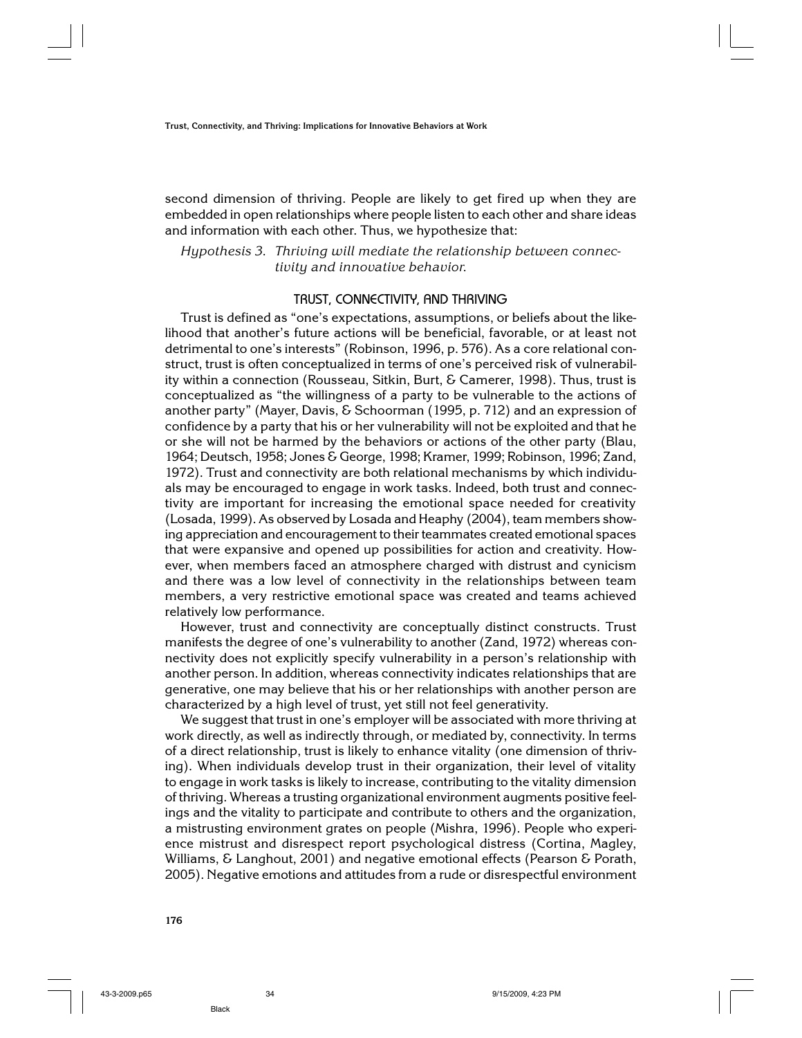second dimension of thriving. People are likely to get fired up when they are embedded in open relationships where people listen to each other and share ideas and information with each other. Thus, we hypothesize that:

*Hypothesis 3. Thriving will mediate the relationship between connectivity and innovative behavior.*

## TRUST, CONNECTIVITY, AND THRIVING

Trust is defined as "one's expectations, assumptions, or beliefs about the likelihood that another's future actions will be beneficial, favorable, or at least not detrimental to one's interests" (Robinson, 1996, p. 576). As a core relational construct, trust is often conceptualized in terms of one's perceived risk of vulnerability within a connection (Rousseau, Sitkin, Burt, & Camerer, 1998). Thus, trust is conceptualized as "the willingness of a party to be vulnerable to the actions of another party" (Mayer, Davis, & Schoorman (1995, p. 712) and an expression of confidence by a party that his or her vulnerability will not be exploited and that he or she will not be harmed by the behaviors or actions of the other party (Blau, 1964; Deutsch, 1958; Jones & George, 1998; Kramer, 1999; Robinson, 1996; Zand, 1972). Trust and connectivity are both relational mechanisms by which individuals may be encouraged to engage in work tasks. Indeed, both trust and connectivity are important for increasing the emotional space needed for creativity (Losada, 1999). As observed by Losada and Heaphy (2004), team members showing appreciation and encouragement to their teammates created emotional spaces that were expansive and opened up possibilities for action and creativity. However, when members faced an atmosphere charged with distrust and cynicism and there was a low level of connectivity in the relationships between team members, a very restrictive emotional space was created and teams achieved relatively low performance.

However, trust and connectivity are conceptually distinct constructs. Trust manifests the degree of one's vulnerability to another (Zand, 1972) whereas connectivity does not explicitly specify vulnerability in a person's relationship with another person. In addition, whereas connectivity indicates relationships that are generative, one may believe that his or her relationships with another person are characterized by a high level of trust, yet still not feel generativity.

We suggest that trust in one's employer will be associated with more thriving at work directly, as well as indirectly through, or mediated by, connectivity. In terms of a direct relationship, trust is likely to enhance vitality (one dimension of thriving). When individuals develop trust in their organization, their level of vitality to engage in work tasks is likely to increase, contributing to the vitality dimension of thriving. Whereas a trusting organizational environment augments positive feelings and the vitality to participate and contribute to others and the organization, a mistrusting environment grates on people (Mishra, 1996). People who experience mistrust and disrespect report psychological distress (Cortina, Magley, Williams, & Langhout, 2001) and negative emotional effects (Pearson & Porath, 2005). Negative emotions and attitudes from a rude or disrespectful environment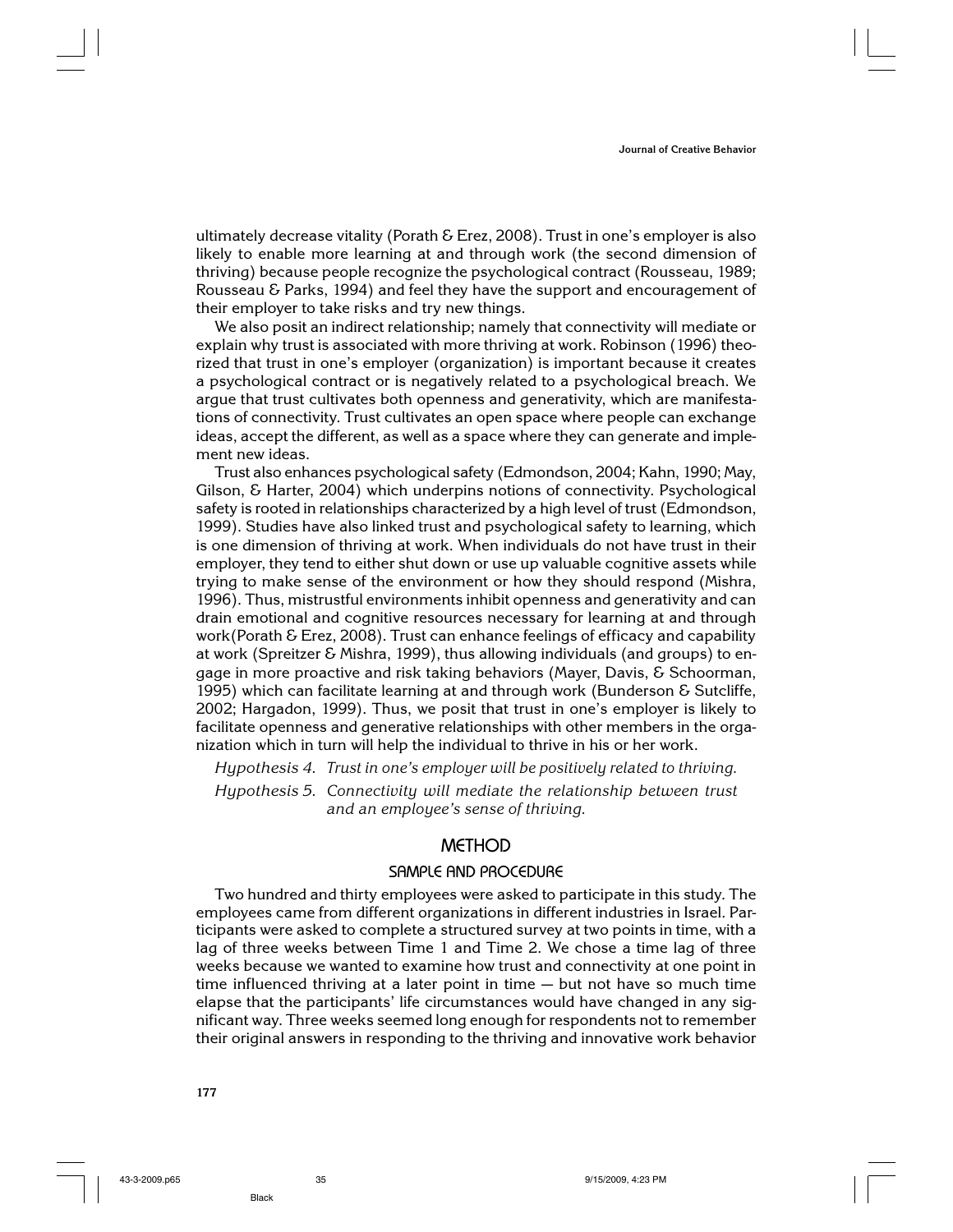ultimately decrease vitality (Porath & Erez, 2008). Trust in one's employer is also likely to enable more learning at and through work (the second dimension of thriving) because people recognize the psychological contract (Rousseau, 1989; Rousseau & Parks, 1994) and feel they have the support and encouragement of their employer to take risks and try new things.

We also posit an indirect relationship; namely that connectivity will mediate or explain why trust is associated with more thriving at work. Robinson (1996) theorized that trust in one's employer (organization) is important because it creates a psychological contract or is negatively related to a psychological breach. We argue that trust cultivates both openness and generativity, which are manifestations of connectivity. Trust cultivates an open space where people can exchange ideas, accept the different, as well as a space where they can generate and implement new ideas.

Trust also enhances psychological safety (Edmondson, 2004; Kahn, 1990; May, Gilson, & Harter, 2004) which underpins notions of connectivity. Psychological safety is rooted in relationships characterized by a high level of trust (Edmondson, 1999). Studies have also linked trust and psychological safety to learning, which is one dimension of thriving at work. When individuals do not have trust in their employer, they tend to either shut down or use up valuable cognitive assets while trying to make sense of the environment or how they should respond (Mishra, 1996). Thus, mistrustful environments inhibit openness and generativity and can drain emotional and cognitive resources necessary for learning at and through work(Porath & Erez, 2008). Trust can enhance feelings of efficacy and capability at work (Spreitzer & Mishra, 1999), thus allowing individuals (and groups) to engage in more proactive and risk taking behaviors (Mayer, Davis, & Schoorman, 1995) which can facilitate learning at and through work (Bunderson & Sutcliffe, 2002; Hargadon, 1999). Thus, we posit that trust in one's employer is likely to facilitate openness and generative relationships with other members in the organization which in turn will help the individual to thrive in his or her work.

*Hypothesis 4. Trust in one's employer will be positively related to thriving.*

*Hypothesis 5. Connectivity will mediate the relationship between trust and an employee's sense of thriving.*

# METHOD

## SAMPLE AND PROCEDURE

Two hundred and thirty employees were asked to participate in this study. The employees came from different organizations in different industries in Israel. Participants were asked to complete a structured survey at two points in time, with a lag of three weeks between Time 1 and Time 2. We chose a time lag of three weeks because we wanted to examine how trust and connectivity at one point in time influenced thriving at a later point in time — but not have so much time elapse that the participants' life circumstances would have changed in any significant way. Three weeks seemed long enough for respondents not to remember their original answers in responding to the thriving and innovative work behavior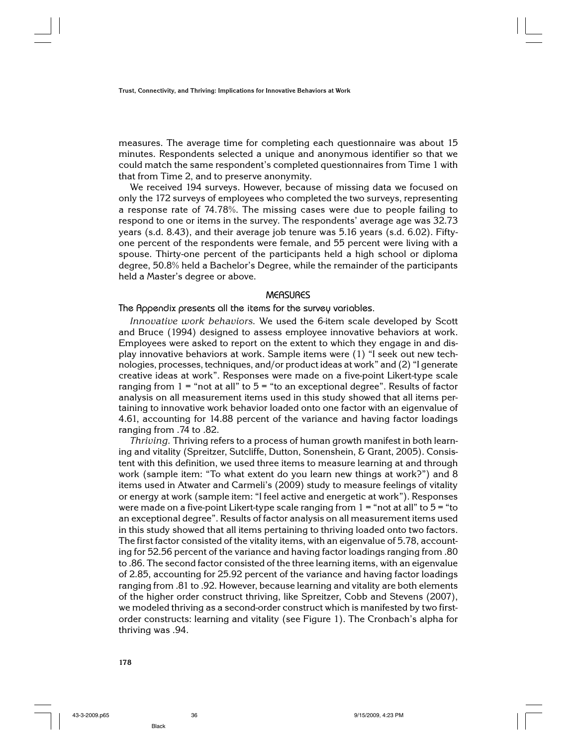measures. The average time for completing each questionnaire was about 15 minutes. Respondents selected a unique and anonymous identifier so that we could match the same respondent's completed questionnaires from Time 1 with that from Time 2, and to preserve anonymity.

We received 194 surveys. However, because of missing data we focused on only the 172 surveys of employees who completed the two surveys, representing a response rate of 74.78%. The missing cases were due to people failing to respond to one or items in the survey. The respondents' average age was 32.73 years (s.d. 8.43), and their average job tenure was 5.16 years (s.d. 6.02). Fifty-one percent of the respondents were female, and 55 percent were living with a spouse. Thirty-one percent of the participants held a high school or diploma degree, 50.8% held a Bachelor's Degree, while the remainder of the participants held a Master's degree or above.

## MEASURES

The Appendix presents all the items for the survey variables.

*Innovative work behaviors.* We used the 6-item scale developed by Scott and Bruce (1994) designed to assess employee innovative behaviors at work. Employees were asked to report on the extent to which they engage in and display innovative behaviors at work. Sample items were (1) "I seek out new technologies, processes, techniques, and/or product ideas at work" and (2) "I generate creative ideas at work". Responses were made on a five-point Likert-type scale ranging from 1 = "not at all" to 5 = "to an exceptional degree". Results of factor analysis on all measurement items used in this study showed that all items pertaining to innovative work behavior loaded onto one factor with an eigenvalue of 4.61, accounting for 14.88 percent of the variance and having factor loadings ranging from .74 to .82.

*Thriving.* Thriving refers to a process of human growth manifest in both learning and vitality (Spreitzer, Sutcliffe, Dutton, Sonenshein, & Grant, 2005). Consistent with this definition, we used three items to measure learning at and through work (sample item: "To what extent do you learn new things at work?") and 8 items used in Atwater and Carmeli's (2009) study to measure feelings of vitality or energy at work (sample item: "I feel active and energetic at work"). Responses were made on a five-point Likert-type scale ranging from 1 = "not at all" to 5 = "to an exceptional degree". Results of factor analysis on all measurement items used in this study showed that all items pertaining to thriving loaded onto two factors. The first factor consisted of the vitality items, with an eigenvalue of 5.78, accounting for 52.56 percent of the variance and having factor loadings ranging from .80 to .86. The second factor consisted of the three learning items, with an eigenvalue of 2.85, accounting for 25.92 percent of the variance and having factor loadings ranging from .81 to .92. However, because learning and vitality are both elements of the higher order construct thriving, like Spreitzer, Cobb and Stevens (2007), we modeled thriving as a second-order construct which is manifested by two first-order constructs: learning and vitality (see Figure 1). The Cronbach's alpha for thriving was .94.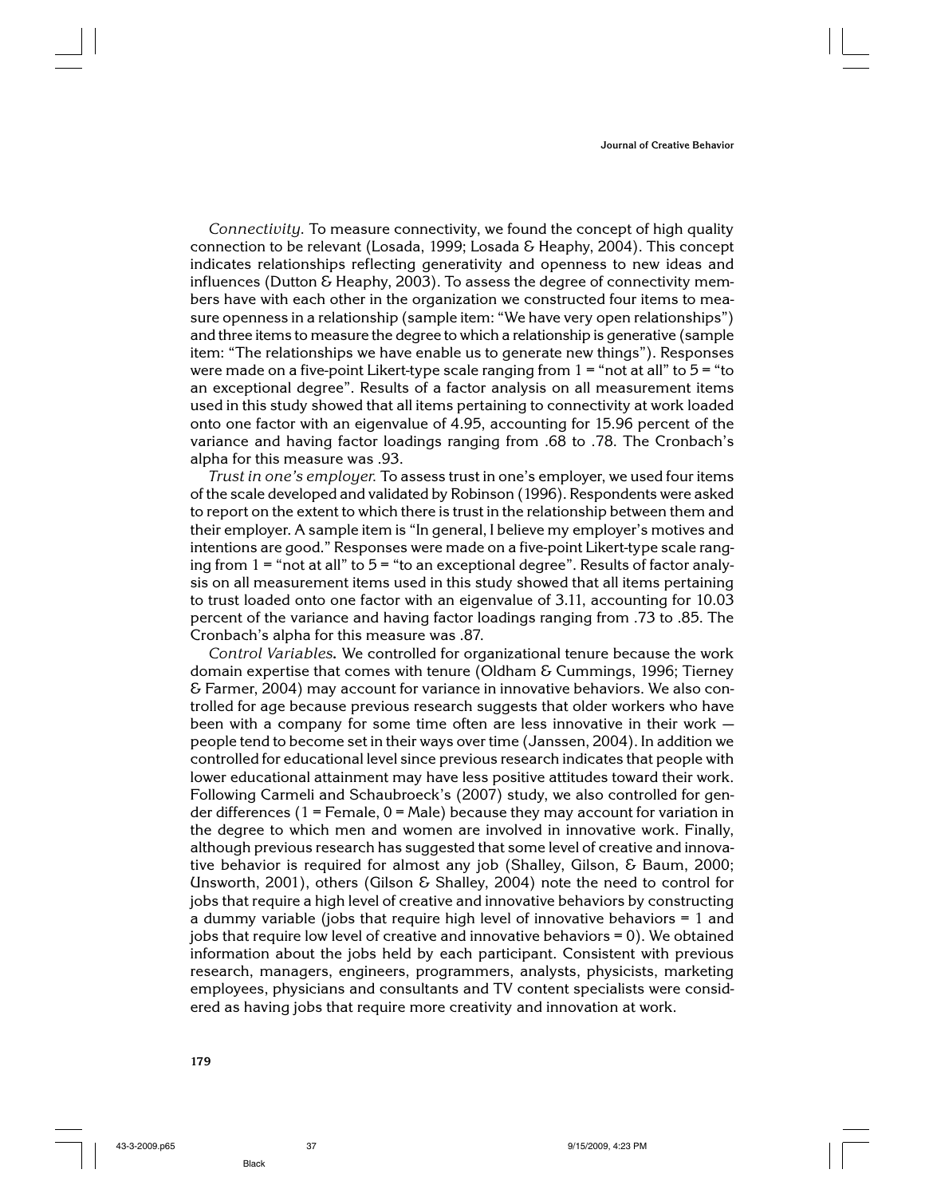*Connectivity.* To measure connectivity, we found the concept of high quality connection to be relevant (Losada, 1999; Losada & Heaphy, 2004). This concept indicates relationships reflecting generativity and openness to new ideas and influences (Dutton & Heaphy, 2003). To assess the degree of connectivity members have with each other in the organization we constructed four items to measure openness in a relationship (sample item: "We have very open relationships") and three items to measure the degree to which a relationship is generative (sample item: "The relationships we have enable us to generate new things"). Responses were made on a five-point Likert-type scale ranging from 1 = "not at all" to 5 = "to an exceptional degree". Results of a factor analysis on all measurement items used in this study showed that all items pertaining to connectivity at work loaded onto one factor with an eigenvalue of 4.95, accounting for 15.96 percent of the variance and having factor loadings ranging from .68 to .78. The Cronbach's alpha for this measure was .93.

*Trust in one's employer.* To assess trust in one's employer, we used four items of the scale developed and validated by Robinson (1996). Respondents were asked to report on the extent to which there is trust in the relationship between them and their employer. A sample item is "In general, I believe my employer's motives and intentions are good." Responses were made on a five-point Likert-type scale ranging from 1 = "not at all" to 5 = "to an exceptional degree". Results of factor analysis on all measurement items used in this study showed that all items pertaining to trust loaded onto one factor with an eigenvalue of 3.11, accounting for 10.03 percent of the variance and having factor loadings ranging from .73 to .85. The Cronbach's alpha for this measure was .87.

*Control Variables.* We controlled for organizational tenure because the work domain expertise that comes with tenure (Oldham & Cummings, 1996; Tierney & Farmer, 2004) may account for variance in innovative behaviors. We also controlled for age because previous research suggests that older workers who have been with a company for some time often are less innovative in their work — people tend to become set in their ways over time (Janssen, 2004). In addition we controlled for educational level since previous research indicates that people with lower educational attainment may have less positive attitudes toward their work. Following Carmeli and Schaubroeck's (2007) study, we also controlled for gender differences (1 = Female, 0 = Male) because they may account for variation in the degree to which men and women are involved in innovative work. Finally, although previous research has suggested that some level of creative and innovative behavior is required for almost any job (Shalley, Gilson, & Baum, 2000; Unsworth, 2001), others (Gilson & Shalley, 2004) note the need to control for jobs that require a high level of creative and innovative behaviors by constructing a dummy variable (jobs that require high level of innovative behaviors = 1 and jobs that require low level of creative and innovative behaviors = 0). We obtained information about the jobs held by each participant. Consistent with previous research, managers, engineers, programmers, analysts, physicists, marketing employees, physicians and consultants and TV content specialists were considered as having jobs that require more creativity and innovation at work.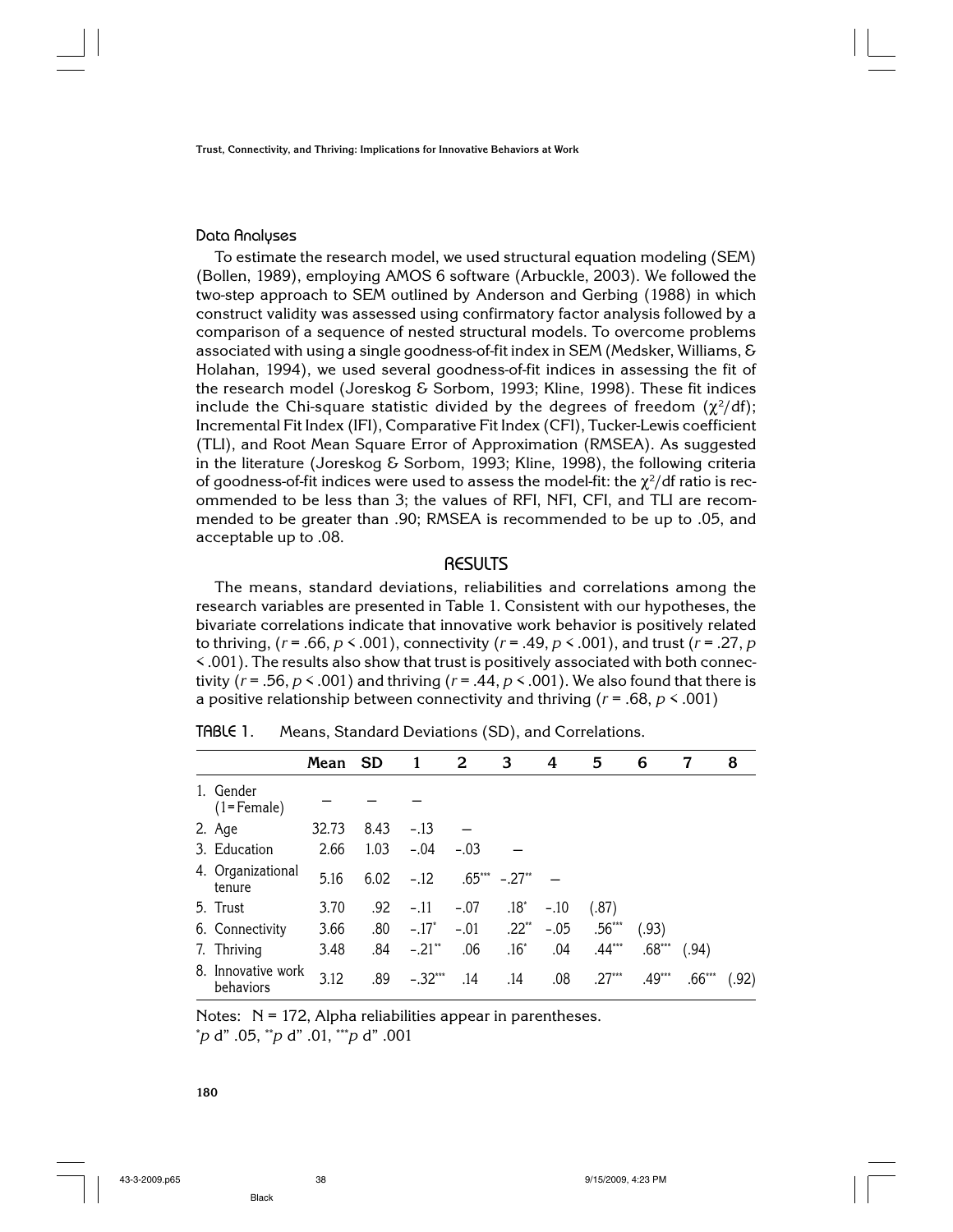## Data Analyses

To estimate the research model, we used structural equation modeling (SEM) (Bollen, 1989), employing AMOS 6 software (Arbuckle, 2003). We followed the two-step approach to SEM outlined by Anderson and Gerbing (1988) in which construct validity was assessed using confirmatory factor analysis followed by a comparison of a sequence of nested structural models. To overcome problems associated with using a single goodness-of-fit index in SEM (Medsker, Williams, & Holahan, 1994), we used several goodness-of-fit indices in assessing the fit of the research model (Joreskog & Sorbom, 1993; Kline, 1998). These fit indices include the Chi-square statistic divided by the degrees of freedom ($\chi^2$/df); Incremental Fit Index (IFI), Comparative Fit Index (CFI), Tucker-Lewis coefficient (TLI), and Root Mean Square Error of Approximation (RMSEA). As suggested in the literature (Joreskog & Sorbom, 1993; Kline, 1998), the following criteria of goodness-of-fit indices were used to assess the model-fit: the $\chi^2$/df ratio is recommended to be less than 3; the values of RFI, NFI, CFI, and TLI are recommended to be greater than .90; RMSEA is recommended to be up to .05, and acceptable up to .08.

# RESULTS

The means, standard deviations, reliabilities and correlations among the research variables are presented in Table 1. Consistent with our hypotheses, the bivariate correlations indicate that innovative work behavior is positively related to thriving, ($r$ = .66, $p$ < .001), connectivity ($r$ = .49, $p$ < .001), and trust ($r$ = .27, $p$ < .001). The results also show that trust is positively associated with both connectivity ($r$ = .56, $p$ < .001) and thriving ($r$ = .44, $p$ < .001). We also found that there is a positive relationship between connectivity and thriving ($r$ = .68, $p$ < .001)

TABLE 1. Means, Standard Deviations (SD), and Correlations.

| | Mean | SD | 1 | 2 | 3 | 4 | 5 | 6 | 7 | 8 |
|---|---|---|---|---|---|---|---|---|---|---|
| 1. Gender (1=Female) | – | – | – | | | | | | | |
| 2. Age | 32.73 | 8.43 | –.13 | – | | | | | | |
| 3. Education | 2.66 | 1.03 | –.04 | –.03 | – | | | | | |
| 4. Organizational tenure | 5.16 | 6.02 | –.12 | .65*** | –.27** | – | | | | |
| 5. Trust | 3.70 | .92 | –.11 | –.07 | .18* | –.10 | (.87) | | | |
| 6. Connectivity | 3.66 | .80 | –.17* | –.01 | .22** | –.05 | .56*** | (.93) | | |
| 7. Thriving | 3.48 | .84 | –.21** | .06 | .16* | .04 | .44*** | .68*** | (.94) | |
| 8. Innovative work behaviors | 3.12 | .89 | –.32*** | .14 | .14 | .08 | .27*** | .49*** | .66*** | (.92) |

Notes: N = 172, Alpha reliabilities appear in parentheses.
*$p$ d" .05, **$p$ d" .01, ***$p$ d" .001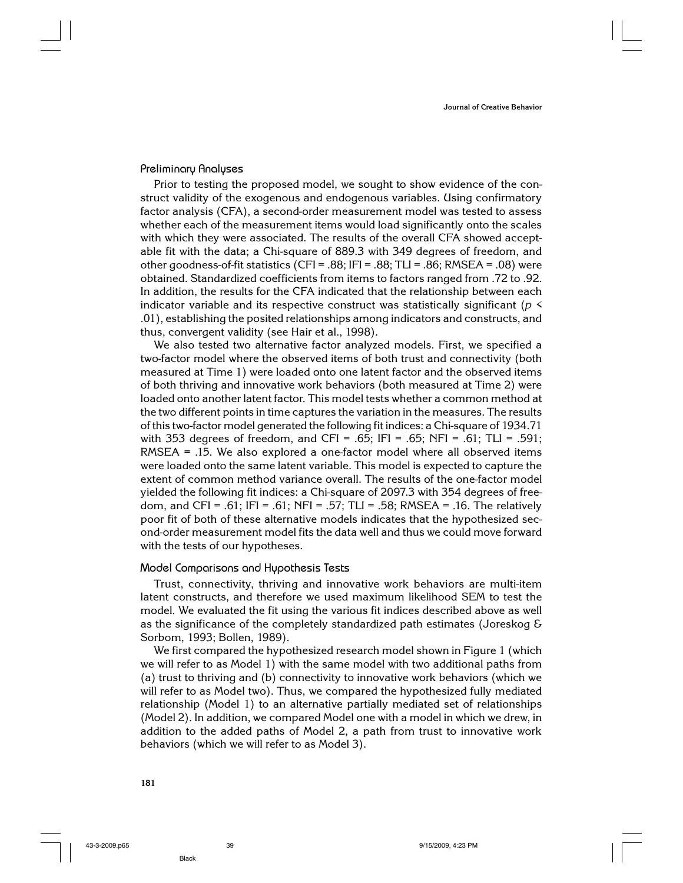## Preliminary Analyses

Prior to testing the proposed model, we sought to show evidence of the construct validity of the exogenous and endogenous variables. Using confirmatory factor analysis (CFA), a second-order measurement model was tested to assess whether each of the measurement items would load significantly onto the scales with which they were associated. The results of the overall CFA showed acceptable fit with the data; a Chi-square of 889.3 with 349 degrees of freedom, and other goodness-of-fit statistics (CFI = .88; IFI = .88; TLI = .86; RMSEA = .08) were obtained. Standardized coefficients from items to factors ranged from .72 to .92. In addition, the results for the CFA indicated that the relationship between each indicator variable and its respective construct was statistically significant ($p < .01$), establishing the posited relationships among indicators and constructs, and thus, convergent validity (see Hair et al., 1998).

We also tested two alternative factor analyzed models. First, we specified a two-factor model where the observed items of both trust and connectivity (both measured at Time 1) were loaded onto one latent factor and the observed items of both thriving and innovative work behaviors (both measured at Time 2) were loaded onto another latent factor. This model tests whether a common method at the two different points in time captures the variation in the measures. The results of this two-factor model generated the following fit indices: a Chi-square of 1934.71 with 353 degrees of freedom, and CFI = .65; IFI = .65; NFI = .61; TLI = .591; RMSEA = .15. We also explored a one-factor model where all observed items were loaded onto the same latent variable. This model is expected to capture the extent of common method variance overall. The results of the one-factor model yielded the following fit indices: a Chi-square of 2097.3 with 354 degrees of freedom, and CFI = .61; IFI = .61; NFI = .57; TLI = .58; RMSEA = .16. The relatively poor fit of both of these alternative models indicates that the hypothesized second-order measurement model fits the data well and thus we could move forward with the tests of our hypotheses.

## Model Comparisons and Hypothesis Tests

Trust, connectivity, thriving and innovative work behaviors are multi-item latent constructs, and therefore we used maximum likelihood SEM to test the model. We evaluated the fit using the various fit indices described above as well as the significance of the completely standardized path estimates (Joreskog & Sorbom, 1993; Bollen, 1989).

We first compared the hypothesized research model shown in Figure 1 (which we will refer to as Model 1) with the same model with two additional paths from (a) trust to thriving and (b) connectivity to innovative work behaviors (which we will refer to as Model two). Thus, we compared the hypothesized fully mediated relationship (Model 1) to an alternative partially mediated set of relationships (Model 2). In addition, we compared Model one with a model in which we drew, in addition to the added paths of Model 2, a path from trust to innovative work behaviors (which we will refer to as Model 3).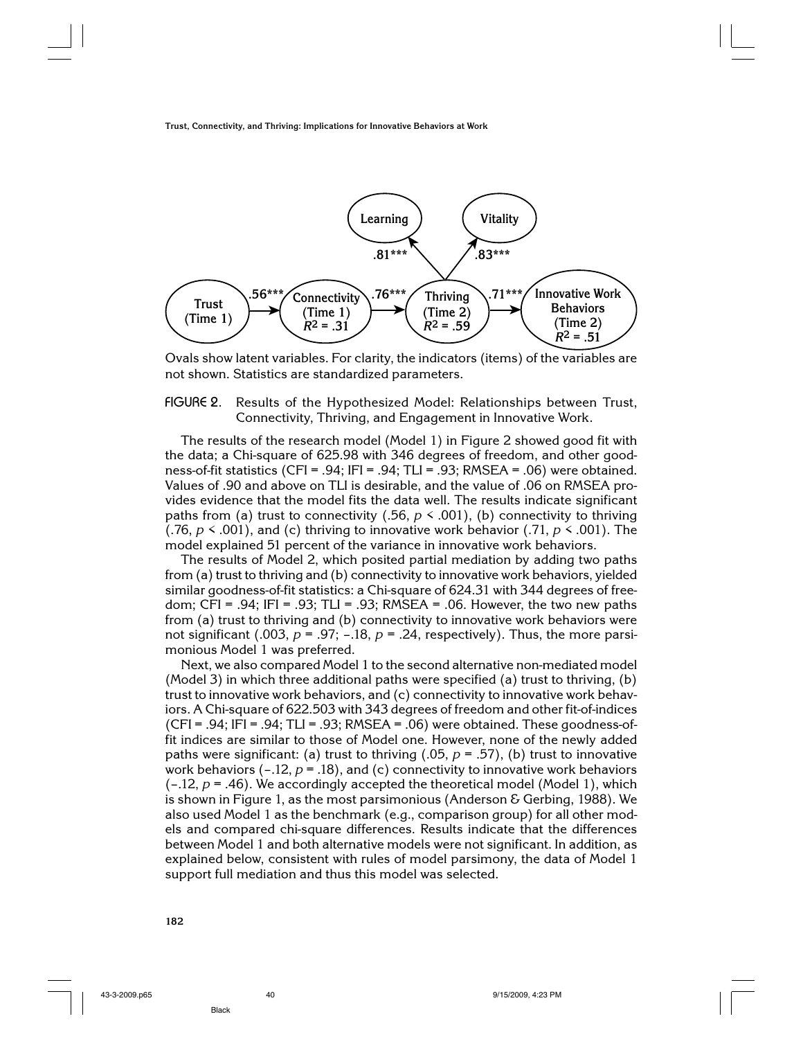Ovals show latent variables. For clarity, the indicators (items) of the variables are not shown. Statistics are standardized parameters.

FIGURE 2. Results of the Hypothesized Model: Relationships between Trust, Connectivity, Thriving, and Engagement in Innovative Work.

The results of the research model (Model 1) in Figure 2 showed good fit with the data; a Chi-square of 625.98 with 346 degrees of freedom, and other goodness-of-fit statistics (CFI = .94; IFI = .94; TLI = .93; RMSEA = .06) were obtained. Values of .90 and above on TLI is desirable, and the value of .06 on RMSEA provides evidence that the model fits the data well. The results indicate significant paths from (a) trust to connectivity (.56, $p < .001$), (b) connectivity to thriving (.76, $p < .001$), and (c) thriving to innovative work behavior (.71, $p < .001$). The model explained 51 percent of the variance in innovative work behaviors.

The results of Model 2, which posited partial mediation by adding two paths from (a) trust to thriving and (b) connectivity to innovative work behaviors, yielded similar goodness-of-fit statistics: a Chi-square of 624.31 with 344 degrees of freedom; CFI = .94; IFI = .93; TLI = .93; RMSEA = .06. However, the two new paths from (a) trust to thriving and (b) connectivity to innovative work behaviors were not significant (.003, $p = .97$; –.18, $p = .24$, respectively). Thus, the more parsimonious Model 1 was preferred.

Next, we also compared Model 1 to the second alternative non-mediated model (Model 3) in which three additional paths were specified (a) trust to thriving, (b) trust to innovative work behaviors, and (c) connectivity to innovative work behaviors. A Chi-square of 622.503 with 343 degrees of freedom and other fit-of-indices (CFI = .94; IFI = .94; TLI = .93; RMSEA = .06) were obtained. These goodness-of-fit indices are similar to those of Model one. However, none of the newly added paths were significant: (a) trust to thriving (.05, $p = .57$), (b) trust to innovative work behaviors (–.12, $p = .18$), and (c) connectivity to innovative work behaviors (–.12, $p = .46$). We accordingly accepted the theoretical model (Model 1), which is shown in Figure 1, as the most parsimonious (Anderson & Gerbing, 1988). We also used Model 1 as the benchmark (e.g., comparison group) for all other models and compared chi-square differences. Results indicate that the differences between Model 1 and both alternative models were not significant. In addition, as explained below, consistent with rules of model parsimony, the data of Model 1 support full mediation and thus this model was selected.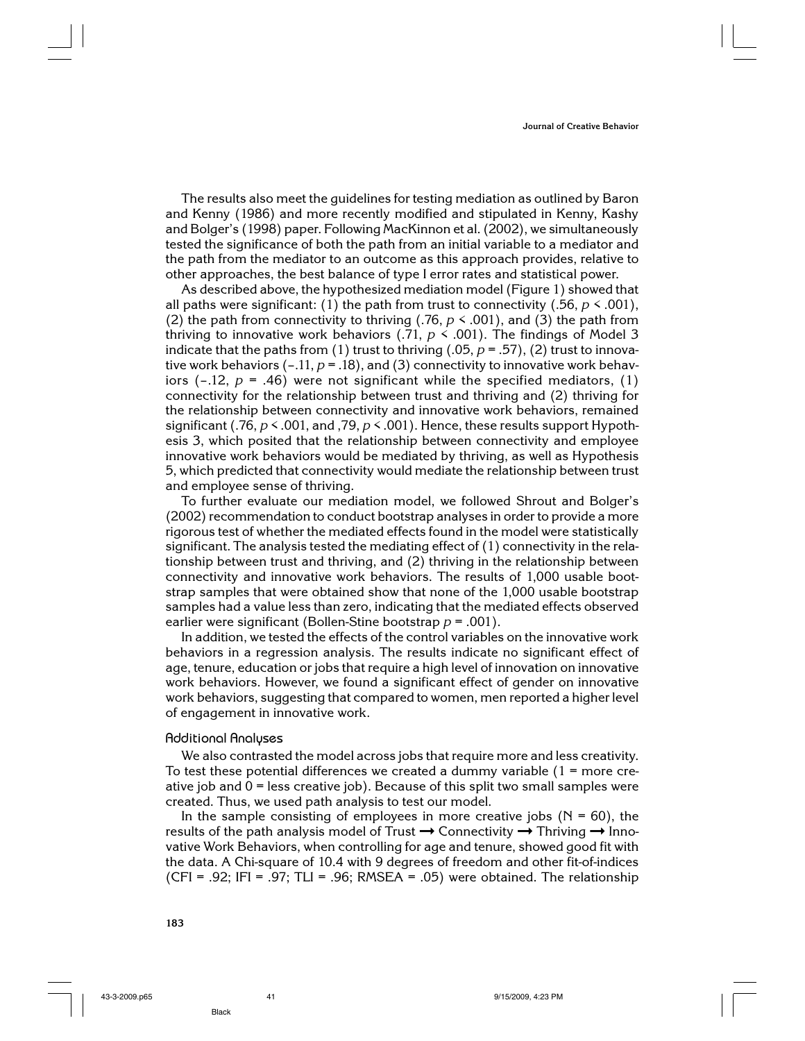The results also meet the guidelines for testing mediation as outlined by Baron and Kenny (1986) and more recently modified and stipulated in Kenny, Kashy and Bolger's (1998) paper. Following MacKinnon et al. (2002), we simultaneously tested the significance of both the path from an initial variable to a mediator and the path from the mediator to an outcome as this approach provides, relative to other approaches, the best balance of type I error rates and statistical power.

As described above, the hypothesized mediation model (Figure 1) showed that all paths were significant: (1) the path from trust to connectivity (.56, $p < .001$), (2) the path from connectivity to thriving (.76, $p < .001$), and (3) the path from thriving to innovative work behaviors (.71, $p < .001$). The findings of Model 3 indicate that the paths from (1) trust to thriving (.05, $p = .57$), (2) trust to innovative work behaviors (–.11, $p = .18$), and (3) connectivity to innovative work behaviors (–.12, $p = .46$) were not significant while the specified mediators, (1) connectivity for the relationship between trust and thriving and (2) thriving for the relationship between connectivity and innovative work behaviors, remained significant (.76, $p < .001$, and ,79, $p < .001$). Hence, these results support Hypothesis 3, which posited that the relationship between connectivity and employee innovative work behaviors would be mediated by thriving, as well as Hypothesis 5, which predicted that connectivity would mediate the relationship between trust and employee sense of thriving.

To further evaluate our mediation model, we followed Shrout and Bolger's (2002) recommendation to conduct bootstrap analyses in order to provide a more rigorous test of whether the mediated effects found in the model were statistically significant. The analysis tested the mediating effect of (1) connectivity in the relationship between trust and thriving, and (2) thriving in the relationship between connectivity and innovative work behaviors. The results of 1,000 usable bootstrap samples that were obtained show that none of the 1,000 usable bootstrap samples had a value less than zero, indicating that the mediated effects observed earlier were significant (Bollen-Stine bootstrap $p = .001$).

In addition, we tested the effects of the control variables on the innovative work behaviors in a regression analysis. The results indicate no significant effect of age, tenure, education or jobs that require a high level of innovation on innovative work behaviors. However, we found a significant effect of gender on innovative work behaviors, suggesting that compared to women, men reported a higher level of engagement in innovative work.

### Additional Analyses

We also contrasted the model across jobs that require more and less creativity. To test these potential differences we created a dummy variable (1 = more creative job and 0 = less creative job). Because of this split two small samples were created. Thus, we used path analysis to test our model.

In the sample consisting of employees in more creative jobs (N = 60), the results of the path analysis model of Trust → Connectivity → Thriving → Innovative Work Behaviors, when controlling for age and tenure, showed good fit with the data. A Chi-square of 10.4 with 9 degrees of freedom and other fit-of-indices (CFI = .92; IFI = .97; TLI = .96; RMSEA = .05) were obtained. The relationship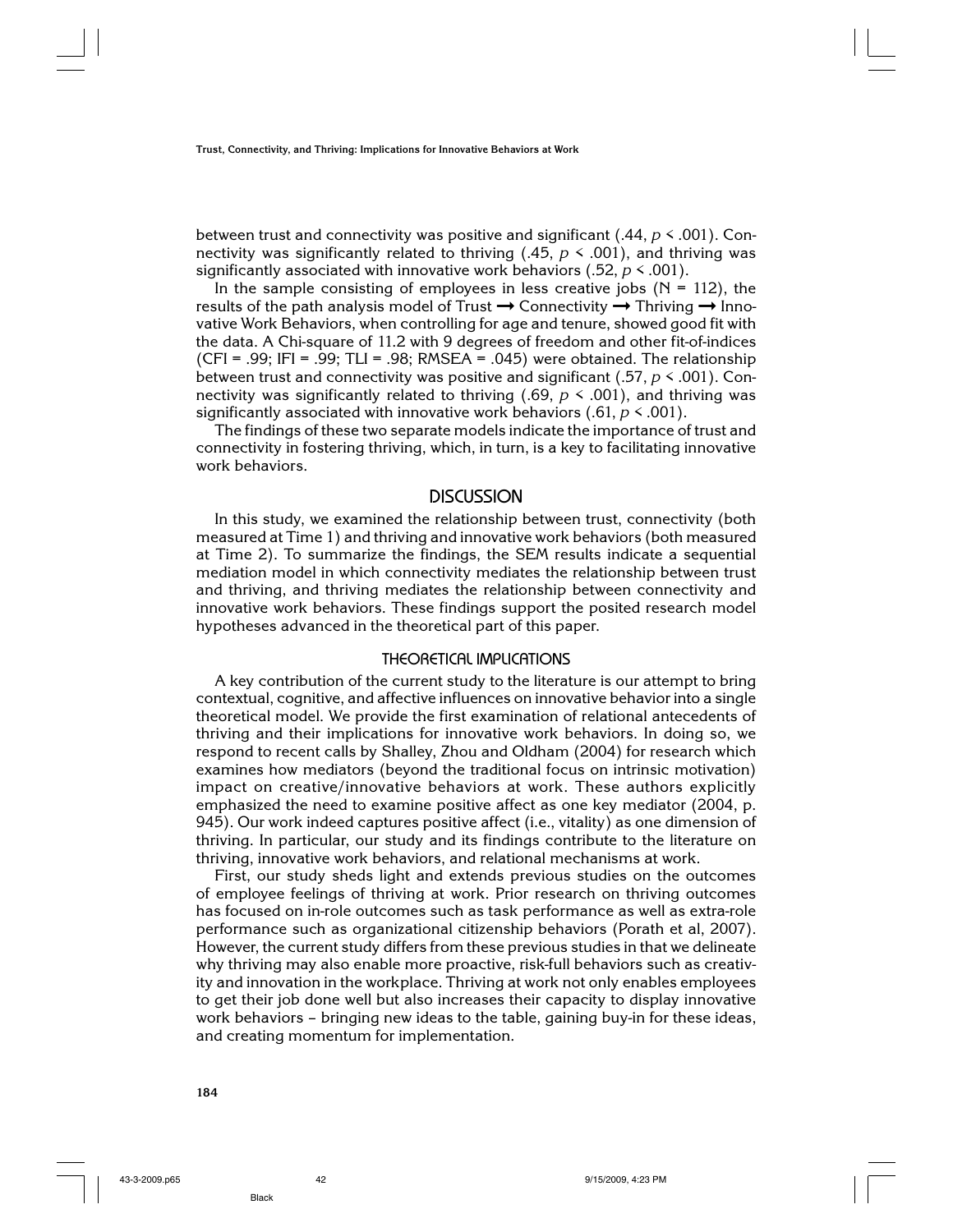between trust and connectivity was positive and significant (.44, $p < .001$). Connectivity was significantly related to thriving (.45, $p < .001$), and thriving was significantly associated with innovative work behaviors (.52, $p < .001$).

In the sample consisting of employees in less creative jobs ($N = 112$), the results of the path analysis model of Trust → Connectivity → Thriving → Innovative Work Behaviors, when controlling for age and tenure, showed good fit with the data. A Chi-square of 11.2 with 9 degrees of freedom and other fit-of-indices (CFI = .99; IFI = .99; TLI = .98; RMSEA = .045) were obtained. The relationship between trust and connectivity was positive and significant (.57, $p < .001$). Connectivity was significantly related to thriving (.69, $p < .001$), and thriving was significantly associated with innovative work behaviors (.61, $p < .001$).

The findings of these two separate models indicate the importance of trust and connectivity in fostering thriving, which, in turn, is a key to facilitating innovative work behaviors.

## DISCUSSION

In this study, we examined the relationship between trust, connectivity (both measured at Time 1) and thriving and innovative work behaviors (both measured at Time 2). To summarize the findings, the SEM results indicate a sequential mediation model in which connectivity mediates the relationship between trust and thriving, and thriving mediates the relationship between connectivity and innovative work behaviors. These findings support the posited research model hypotheses advanced in the theoretical part of this paper.

### THEORETICAL IMPLICATIONS

A key contribution of the current study to the literature is our attempt to bring contextual, cognitive, and affective influences on innovative behavior into a single theoretical model. We provide the first examination of relational antecedents of thriving and their implications for innovative work behaviors. In doing so, we respond to recent calls by Shalley, Zhou and Oldham (2004) for research which examines how mediators (beyond the traditional focus on intrinsic motivation) impact on creative/innovative behaviors at work. These authors explicitly emphasized the need to examine positive affect as one key mediator (2004, p. 945). Our work indeed captures positive affect (i.e., vitality) as one dimension of thriving. In particular, our study and its findings contribute to the literature on thriving, innovative work behaviors, and relational mechanisms at work.

First, our study sheds light and extends previous studies on the outcomes of employee feelings of thriving at work. Prior research on thriving outcomes has focused on in-role outcomes such as task performance as well as extra-role performance such as organizational citizenship behaviors (Porath et al, 2007). However, the current study differs from these previous studies in that we delineate why thriving may also enable more proactive, risk-full behaviors such as creativity and innovation in the workplace. Thriving at work not only enables employees to get their job done well but also increases their capacity to display innovative work behaviors – bringing new ideas to the table, gaining buy-in for these ideas, and creating momentum for implementation.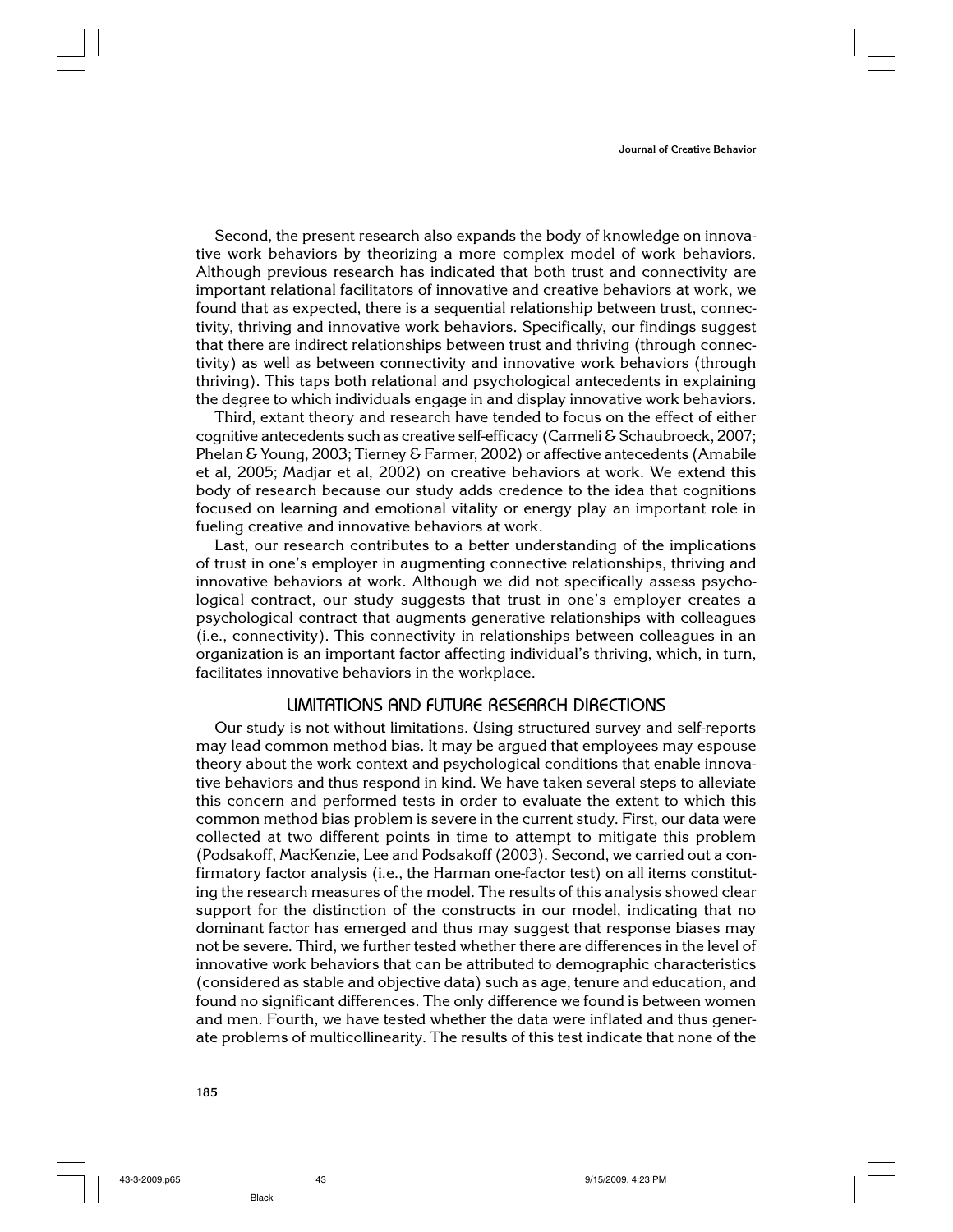Second, the present research also expands the body of knowledge on innovative work behaviors by theorizing a more complex model of work behaviors. Although previous research has indicated that both trust and connectivity are important relational facilitators of innovative and creative behaviors at work, we found that as expected, there is a sequential relationship between trust, connectivity, thriving and innovative work behaviors. Specifically, our findings suggest that there are indirect relationships between trust and thriving (through connectivity) as well as between connectivity and innovative work behaviors (through thriving). This taps both relational and psychological antecedents in explaining the degree to which individuals engage in and display innovative work behaviors.

Third, extant theory and research have tended to focus on the effect of either cognitive antecedents such as creative self-efficacy (Carmeli & Schaubroeck, 2007; Phelan & Young, 2003; Tierney & Farmer, 2002) or affective antecedents (Amabile et al, 2005; Madjar et al, 2002) on creative behaviors at work. We extend this body of research because our study adds credence to the idea that cognitions focused on learning and emotional vitality or energy play an important role in fueling creative and innovative behaviors at work.

Last, our research contributes to a better understanding of the implications of trust in one's employer in augmenting connective relationships, thriving and innovative behaviors at work. Although we did not specifically assess psychological contract, our study suggests that trust in one's employer creates a psychological contract that augments generative relationships with colleagues (i.e., connectivity). This connectivity in relationships between colleagues in an organization is an important factor affecting individual's thriving, which, in turn, facilitates innovative behaviors in the workplace.

## LIMITATIONS AND FUTURE RESEARCH DIRECTIONS

Our study is not without limitations. Using structured survey and self-reports may lead common method bias. It may be argued that employees may espouse theory about the work context and psychological conditions that enable innovative behaviors and thus respond in kind. We have taken several steps to alleviate this concern and performed tests in order to evaluate the extent to which this common method bias problem is severe in the current study. First, our data were collected at two different points in time to attempt to mitigate this problem (Podsakoff, MacKenzie, Lee and Podsakoff (2003). Second, we carried out a confirmatory factor analysis (i.e., the Harman one-factor test) on all items constituting the research measures of the model. The results of this analysis showed clear support for the distinction of the constructs in our model, indicating that no dominant factor has emerged and thus may suggest that response biases may not be severe. Third, we further tested whether there are differences in the level of innovative work behaviors that can be attributed to demographic characteristics (considered as stable and objective data) such as age, tenure and education, and found no significant differences. The only difference we found is between women and men. Fourth, we have tested whether the data were inflated and thus generate problems of multicollinearity. The results of this test indicate that none of the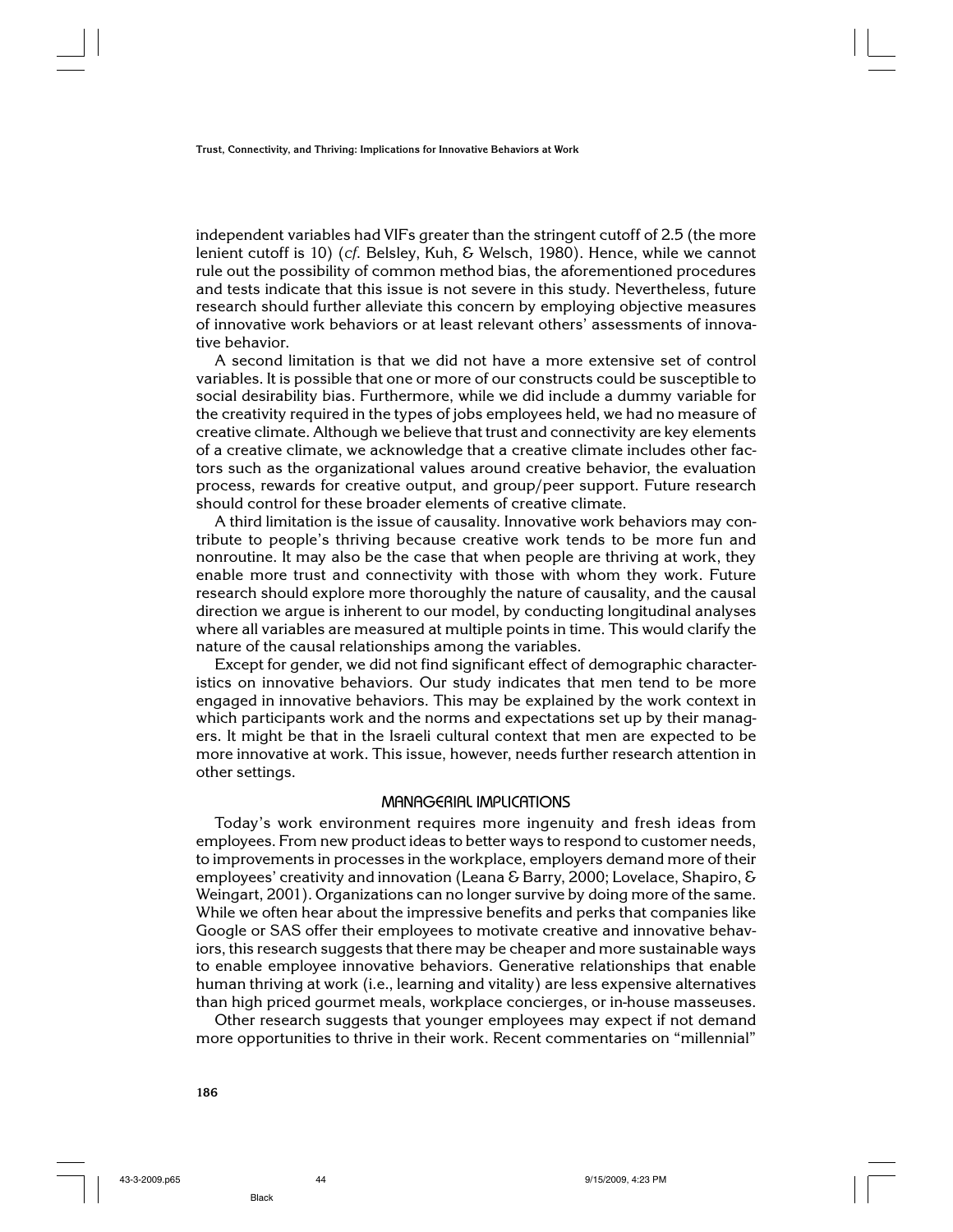independent variables had VIFs greater than the stringent cutoff of 2.5 (the more lenient cutoff is 10) (*cf.* Belsley, Kuh, & Welsch, 1980). Hence, while we cannot rule out the possibility of common method bias, the aforementioned procedures and tests indicate that this issue is not severe in this study. Nevertheless, future research should further alleviate this concern by employing objective measures of innovative work behaviors or at least relevant others' assessments of innovative behavior.

A second limitation is that we did not have a more extensive set of control variables. It is possible that one or more of our constructs could be susceptible to social desirability bias. Furthermore, while we did include a dummy variable for the creativity required in the types of jobs employees held, we had no measure of creative climate. Although we believe that trust and connectivity are key elements of a creative climate, we acknowledge that a creative climate includes other factors such as the organizational values around creative behavior, the evaluation process, rewards for creative output, and group/peer support. Future research should control for these broader elements of creative climate.

A third limitation is the issue of causality. Innovative work behaviors may contribute to people's thriving because creative work tends to be more fun and nonroutine. It may also be the case that when people are thriving at work, they enable more trust and connectivity with those with whom they work. Future research should explore more thoroughly the nature of causality, and the causal direction we argue is inherent to our model, by conducting longitudinal analyses where all variables are measured at multiple points in time. This would clarify the nature of the causal relationships among the variables.

Except for gender, we did not find significant effect of demographic characteristics on innovative behaviors. Our study indicates that men tend to be more engaged in innovative behaviors. This may be explained by the work context in which participants work and the norms and expectations set up by their managers. It might be that in the Israeli cultural context that men are expected to be more innovative at work. This issue, however, needs further research attention in other settings.

## MANAGERIAL IMPLICATIONS

Today's work environment requires more ingenuity and fresh ideas from employees. From new product ideas to better ways to respond to customer needs, to improvements in processes in the workplace, employers demand more of their employees' creativity and innovation (Leana & Barry, 2000; Lovelace, Shapiro, & Weingart, 2001). Organizations can no longer survive by doing more of the same. While we often hear about the impressive benefits and perks that companies like Google or SAS offer their employees to motivate creative and innovative behaviors, this research suggests that there may be cheaper and more sustainable ways to enable employee innovative behaviors. Generative relationships that enable human thriving at work (i.e., learning and vitality) are less expensive alternatives than high priced gourmet meals, workplace concierges, or in-house masseuses.

Other research suggests that younger employees may expect if not demand more opportunities to thrive in their work. Recent commentaries on "millennial"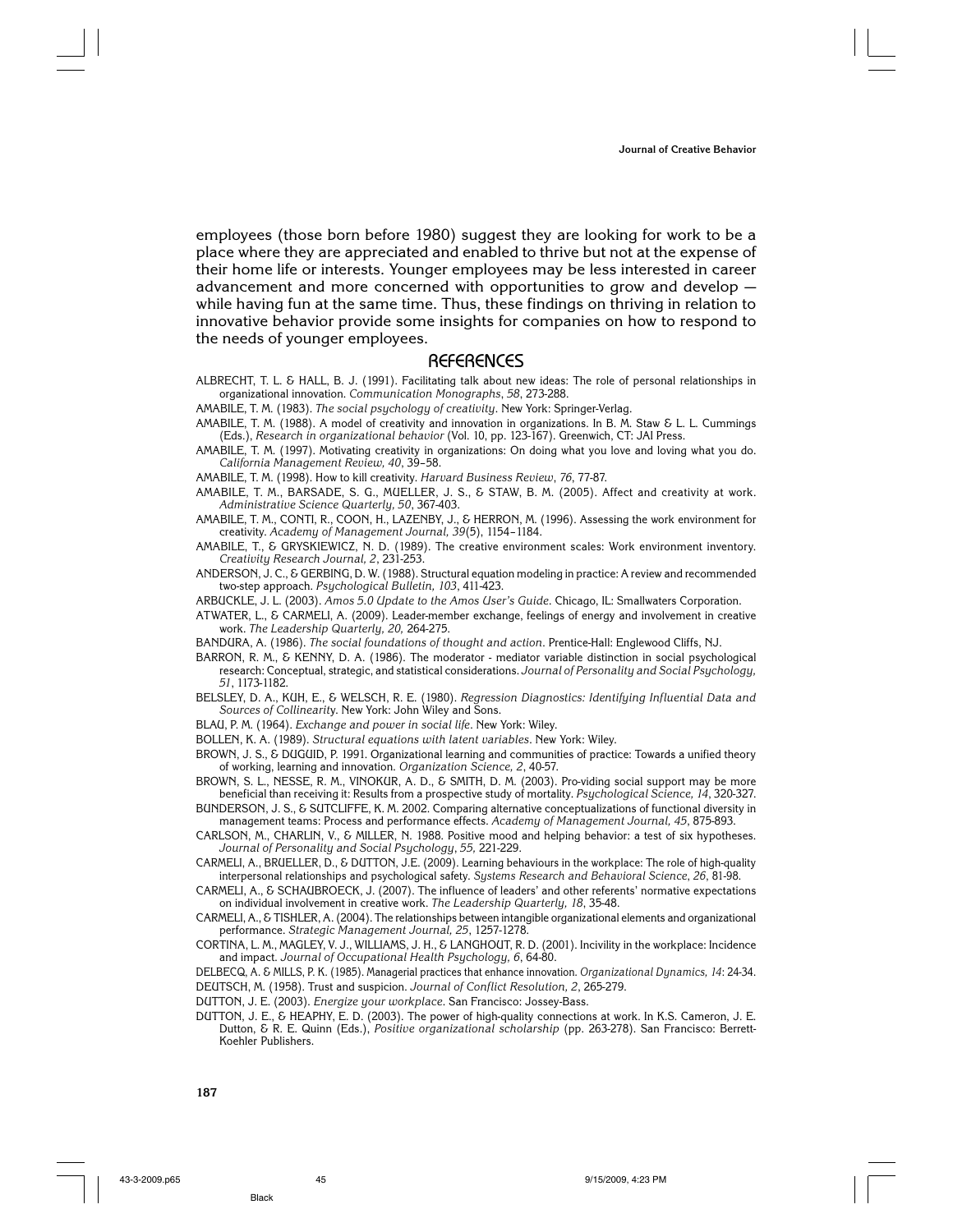employees (those born before 1980) suggest they are looking for work to be a place where they are appreciated and enabled to thrive but not at the expense of their home life or interests. Younger employees may be less interested in career advancement and more concerned with opportunities to grow and develop — while having fun at the same time. Thus, these findings on thriving in relation to innovative behavior provide some insights for companies on how to respond to the needs of younger employees.

## REFERENCES

ALBRECHT, T. L. & HALL, B. J. (1991). Facilitating talk about new ideas: The role of personal relationships in organizational innovation. *Communication Monographs*, *58*, 273-288.

AMABILE, T. M. (1983). *The social psychology of creativity*. New York: Springer-Verlag.

AMABILE, T. M. (1988). A model of creativity and innovation in organizations. In B. M. Staw & L. L. Cummings (Eds.), *Research in organizational behavior* (Vol. 10, pp. 123-167). Greenwich, CT: JAI Press.

AMABILE, T. M. (1997). Motivating creativity in organizations: On doing what you love and loving what you do. *California Management Review, 40*, 39–58.

AMABILE, T. M. (1998). How to kill creativity. *Harvard Business Review*, *76*, 77-87.

AMABILE, T. M., BARSADE, S. G., MUELLER, J. S., & STAW, B. M. (2005). Affect and creativity at work. *Administrative Science Quarterly, 50*, 367-403.

AMABILE, T. M., CONTI, R., COON, H., LAZENBY, J., & HERRON, M. (1996). Assessing the work environment for creativity. *Academy of Management Journal, 39*(5), 1154–1184.

AMABILE, T., & GRYSKIEWICZ, N. D. (1989). The creative environment scales: Work environment inventory. *Creativity Research Journal, 2*, 231-253.

ANDERSON, J. C., & GERBING, D. W. (1988). Structural equation modeling in practice: A review and recommended two-step approach. *Psychological Bulletin, 103*, 411-423.

ARBUCKLE, J. L. (2003). *Amos 5.0 Update to the Amos User's Guide*. Chicago, IL: Smallwaters Corporation.

ATWATER, L., & CARMELI, A. (2009). Leader-member exchange, feelings of energy and involvement in creative work. *The Leadership Quarterly, 20,* 264-275.

BANDURA, A. (1986). *The social foundations of thought and action*. Prentice-Hall: Englewood Cliffs, NJ.

BARRON, R. M., & KENNY, D. A. (1986). The moderator - mediator variable distinction in social psychological research: Conceptual, strategic, and statistical considerations. *Journal of Personality and Social Psychology, 51*, 1173-1182.

BELSLEY, D. A., KUH, E., & WELSCH, R. E. (1980). *Regression Diagnostics: Identifying Influential Data and Sources of Collinearity*. New York: John Wiley and Sons.

BLAU, P. M. (1964). *Exchange and power in social life*. New York: Wiley.

BOLLEN, K. A. (1989). *Structural equations with latent variables*. New York: Wiley.

BROWN, J. S., & DUGUID, P. 1991. Organizational learning and communities of practice: Towards a unified theory of working, learning and innovation. *Organization Science, 2*, 40-57.

BROWN, S. L., NESSE, R. M., VINOKUR, A. D., & SMITH, D. M. (2003). Pro-viding social support may be more beneficial than receiving it: Results from a prospective study of mortality. *Psychological Science, 14*, 320-327.

BUNDERSON, J. S., & SUTCLIFFE, K. M. 2002. Comparing alternative conceptualizations of functional diversity in management teams: Process and performance effects. *Academy of Management Journal, 45*, 875-893.

CARLSON, M., CHARLIN, V., & MILLER, N. 1988. Positive mood and helping behavior: a test of six hypotheses. *Journal of Personality and Social Psychology*, *55,* 221-229.

CARMELI, A., BRUELLER, D., & DUTTON, J.E. (2009). Learning behaviours in the workplace: The role of high-quality interpersonal relationships and psychological safety. *Systems Research and Behavioral Science*, *26*, 81-98.

CARMELI, A., & SCHAUBROECK, J. (2007). The influence of leaders' and other referents' normative expectations on individual involvement in creative work. *The Leadership Quarterly, 18*, 35-48.

CARMELI, A., & TISHLER, A. (2004). The relationships between intangible organizational elements and organizational performance. *Strategic Management Journal, 25*, 1257-1278.

CORTINA, L. M., MAGLEY, V. J., WILLIAMS, J. H., & LANGHOUT, R. D. (2001). Incivility in the workplace: Incidence and impact. *Journal of Occupational Health Psychology, 6*, 64-80.

DELBECQ, A. & MILLS, P. K. (1985). Managerial practices that enhance innovation. *Organizational Dynamics, 14*: 24-34.

DEUTSCH, M. (1958). Trust and suspicion. *Journal of Conflict Resolution, 2*, 265-279.

DUTTON, J. E. (2003). *Energize your workplace*. San Francisco: Jossey-Bass.

DUTTON, J. E., & HEAPHY, E. D. (2003). The power of high-quality connections at work. In K.S. Cameron, J. E. Dutton, & R. E. Quinn (Eds.), *Positive organizational scholarship* (pp. 263-278). San Francisco: Berrett-Koehler Publishers.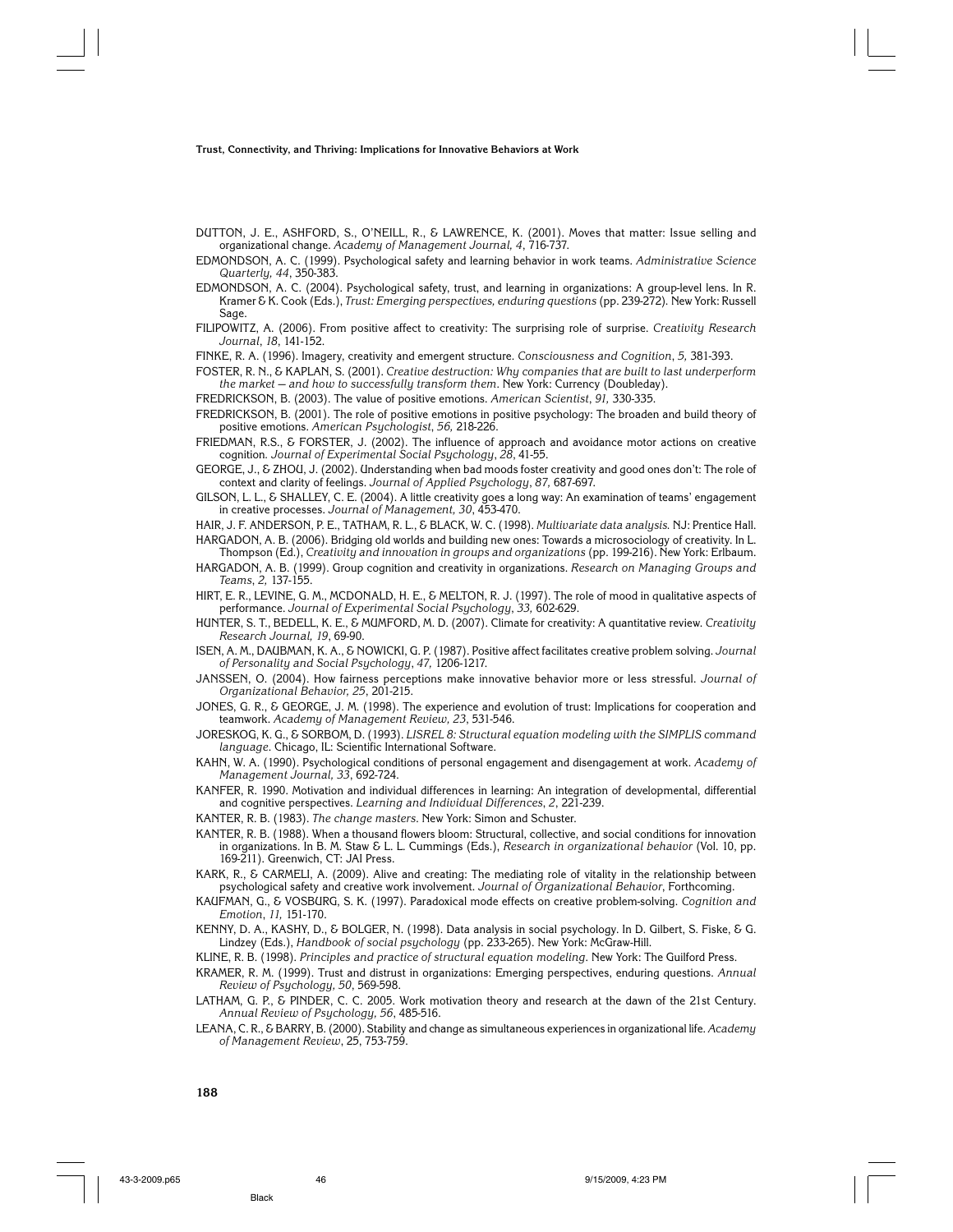DUTTON, J. E., ASHFORD, S., O'NEILL, R., & LAWRENCE, K. (2001). Moves that matter: Issue selling and organizational change. *Academy of Management Journal, 4*, 716-737.

EDMONDSON, A. C. (1999). Psychological safety and learning behavior in work teams. *Administrative Science Quarterly, 44*, 350-383.

EDMONDSON, A. C. (2004). Psychological safety, trust, and learning in organizations: A group-level lens. In R. Kramer & K. Cook (Eds.), *Trust: Emerging perspectives, enduring questions* (pp. 239-272). New York: Russell Sage.

FILIPOWITZ, A. (2006). From positive affect to creativity: The surprising role of surprise. *Creativity Research Journal, 18*, 141-152.

FINKE, R. A. (1996). Imagery, creativity and emergent structure. *Consciousness and Cognition*, *5,* 381-393.

FOSTER, R. N., & KAPLAN, S. (2001). *Creative destruction: Why companies that are built to last underperform the market — and how to successfully transform them*. New York: Currency (Doubleday).

FREDRICKSON, B. (2003). The value of positive emotions. *American Scientist*, *91,* 330-335.

FREDRICKSON, B. (2001). The role of positive emotions in positive psychology: The broaden and build theory of positive emotions. *American Psychologist*, *56,* 218-226.

FRIEDMAN, R.S., & FORSTER, J. (2002). The influence of approach and avoidance motor actions on creative cognition. *Journal of Experimental Social Psychology*, *28*, 41-55.

GEORGE, J., & ZHOU, J. (2002). Understanding when bad moods foster creativity and good ones don't: The role of context and clarity of feelings. *Journal of Applied Psychology*, *87,* 687-697.

GILSON, L. L., & SHALLEY, C. E. (2004). A little creativity goes a long way: An examination of teams' engagement in creative processes. *Journal of Management, 30*, 453-470.

HAIR, J. F. ANDERSON, P. E., TATHAM, R. L., & BLACK, W. C. (1998). *Multivariate data analysis.* NJ: Prentice Hall.

HARGADON, A. B. (2006). Bridging old worlds and building new ones: Towards a microsociology of creativity. In L. Thompson (Ed.), *Creativity and innovation in groups and organizations* (pp. 199-216). New York: Erlbaum.

HARGADON, A. B. (1999). Group cognition and creativity in organizations. *Research on Managing Groups and Teams*, *2,* 137-155.

HIRT, E. R., LEVINE, G. M., MCDONALD, H. E., & MELTON, R. J. (1997). The role of mood in qualitative aspects of performance. *Journal of Experimental Social Psychology*, *33,* 602-629.

HUNTER, S. T., BEDELL, K. E., & MUMFORD, M. D. (2007). Climate for creativity: A quantitative review. *Creativity Research Journal, 19*, 69-90.

ISEN, A. M., DAUBMAN, K. A., & NOWICKI, G. P. (1987). Positive affect facilitates creative problem solving. *Journal of Personality and Social Psychology*, *47,* 1206-1217.

JANSSEN, O. (2004). How fairness perceptions make innovative behavior more or less stressful. *Journal of Organizational Behavior, 25*, 201-215.

JONES, G. R., & GEORGE, J. M. (1998). The experience and evolution of trust: Implications for cooperation and teamwork. *Academy of Management Review, 23*, 531-546.

JORESKOG, K. G., & SORBOM, D. (1993). *LISREL 8: Structural equation modeling with the SIMPLIS command language*. Chicago, IL: Scientific International Software.

KAHN, W. A. (1990). Psychological conditions of personal engagement and disengagement at work. *Academy of Management Journal, 33*, 692-724.

KANFER, R. 1990. Motivation and individual differences in learning: An integration of developmental, differential and cognitive perspectives. *Learning and Individual Differences*, *2*, 221-239.

KANTER, R. B. (1983). *The change masters*. New York: Simon and Schuster.

KANTER, R. B. (1988). When a thousand flowers bloom: Structural, collective, and social conditions for innovation in organizations. In B. M. Staw & L. L. Cummings (Eds.), *Research in organizational behavior* (Vol. 10, pp. 169-211). Greenwich, CT: JAI Press.

KARK, R., & CARMELI, A. (2009). Alive and creating: The mediating role of vitality in the relationship between psychological safety and creative work involvement. *Journal of Organizational Behavior*, Forthcoming.

KAUFMAN, G., & VOSBURG, S. K. (1997). Paradoxical mode effects on creative problem-solving. *Cognition and Emotion*, *11,* 151-170.

KENNY, D. A., KASHY, D., & BOLGER, N. (1998). Data analysis in social psychology. In D. Gilbert, S. Fiske, & G. Lindzey (Eds.), *Handbook of social psychology* (pp. 233-265). New York: McGraw-Hill.

KLINE, R. B. (1998). *Principles and practice of structural equation modeling*. New York: The Guilford Press.

KRAMER, R. M. (1999). Trust and distrust in organizations: Emerging perspectives, enduring questions. *Annual Review of Psychology, 50*, 569-598.

LATHAM, G. P., & PINDER, C. C. 2005. Work motivation theory and research at the dawn of the 21st Century. *Annual Review of Psychology, 56*, 485-516.

LEANA, C. R., & BARRY, B. (2000). Stability and change as simultaneous experiences in organizational life. *Academy of Management Review*, 25, 753-759.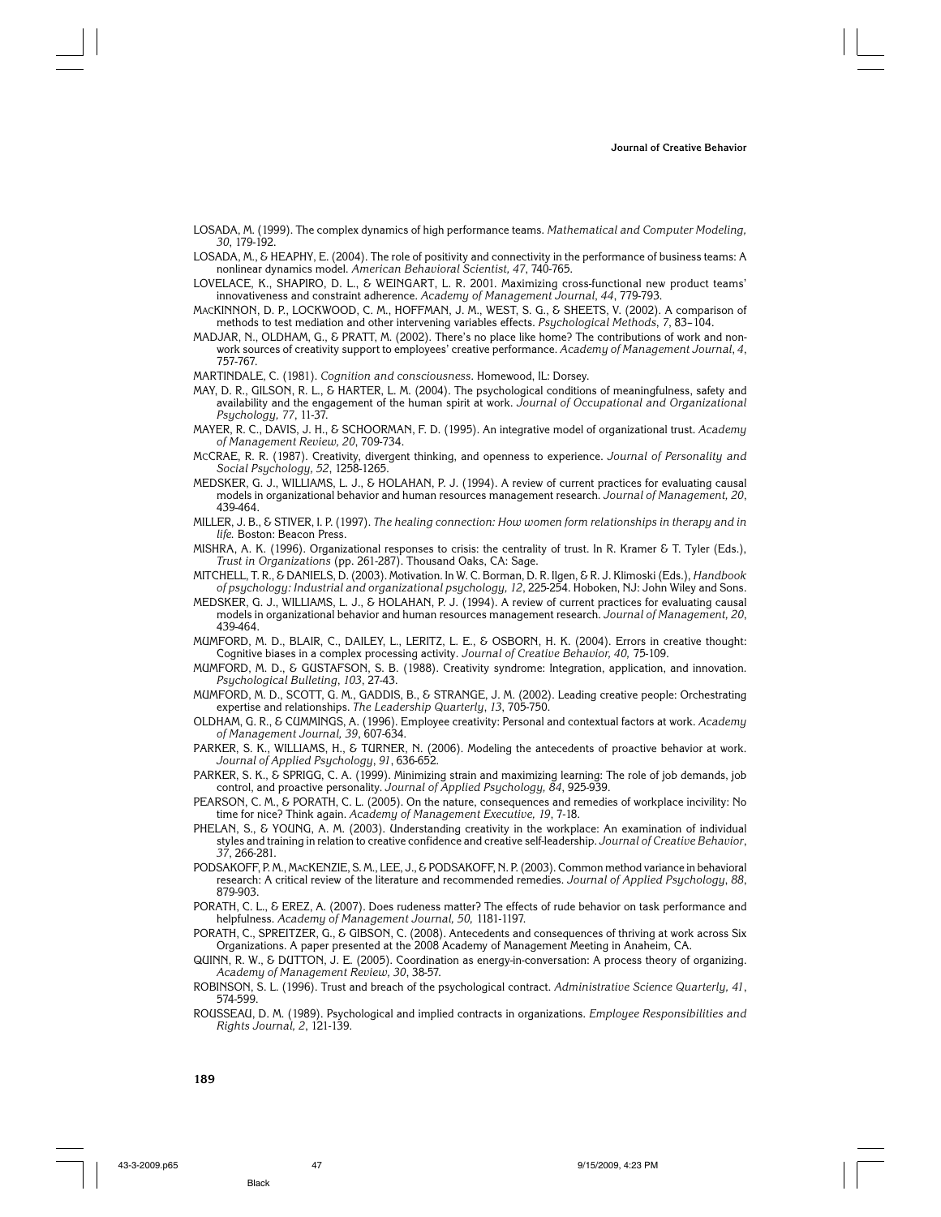LOSADA, M. (1999). The complex dynamics of high performance teams. *Mathematical and Computer Modeling, 30*, 179-192.

LOSADA, M., & HEAPHY, E. (2004). The role of positivity and connectivity in the performance of business teams: A nonlinear dynamics model. *American Behavioral Scientist, 47*, 740-765.

LOVELACE, K., SHAPIRO, D. L., & WEINGART, L. R. 2001. Maximizing cross-functional new product teams' innovativeness and constraint adherence. *Academy of Management Journal*, *44*, 779-793.

MACKINNON, D. P., LOCKWOOD, C. M., HOFFMAN, J. M., WEST, S. G., & SHEETS, V. (2002). A comparison of methods to test mediation and other intervening variables effects. *Psychological Methods*, *7*, 83–104.

MADJAR, N., OLDHAM, G., & PRATT, M. (2002). There's no place like home? The contributions of work and non-work sources of creativity support to employees' creative performance. *Academy of Management Journal*, *4*, 757-767.

MARTINDALE, C. (1981). *Cognition and consciousness*. Homewood, IL: Dorsey.

MAY, D. R., GILSON, R. L., & HARTER, L. M. (2004). The psychological conditions of meaningfulness, safety and availability and the engagement of the human spirit at work. *Journal of Occupational and Organizational Psychology, 77*, 11-37.

MAYER, R. C., DAVIS, J. H., & SCHOORMAN, F. D. (1995). An integrative model of organizational trust. *Academy of Management Review, 20*, 709-734.

MCCRAE, R. R. (1987). Creativity, divergent thinking, and openness to experience. *Journal of Personality and Social Psychology, 52*, 1258-1265.

MEDSKER, G. J., WILLIAMS, L. J., & HOLAHAN, P. J. (1994). A review of current practices for evaluating causal models in organizational behavior and human resources management research. *Journal of Management, 20*, 439-464.

MILLER, J. B., & STIVER, I. P. (1997). *The healing connection: How women form relationships in therapy and in life.* Boston: Beacon Press.

MISHRA, A. K. (1996). Organizational responses to crisis: the centrality of trust. In R. Kramer & T. Tyler (Eds.), *Trust in Organizations* (pp. 261-287). Thousand Oaks, CA: Sage.

MITCHELL, T. R., & DANIELS, D. (2003). Motivation. In W. C. Borman, D. R. Ilgen, & R. J. Klimoski (Eds.), *Handbook of psychology: Industrial and organizational psychology, 12*, 225-254. Hoboken, NJ: John Wiley and Sons.

MEDSKER, G. J., WILLIAMS, L. J., & HOLAHAN, P. J. (1994). A review of current practices for evaluating causal models in organizational behavior and human resources management research. *Journal of Management, 20*, 439-464.

MUMFORD, M. D., BLAIR, C., DAILEY, L., LERITZ, L. E., & OSBORN, H. K. (2004). Errors in creative thought: Cognitive biases in a complex processing activity. *Journal of Creative Behavior, 40,* 75-109.

MUMFORD, M. D., & GUSTAFSON, S. B. (1988). Creativity syndrome: Integration, application, and innovation. *Psychological Bulleting*, *103*, 27-43.

MUMFORD, M. D., SCOTT, G. M., GADDIS, B., & STRANGE, J. M. (2002). Leading creative people: Orchestrating expertise and relationships. *The Leadership Quarterly*, *13*, 705-750.

OLDHAM, G. R., & CUMMINGS, A. (1996). Employee creativity: Personal and contextual factors at work. *Academy of Management Journal, 39*, 607-634.

PARKER, S. K., WILLIAMS, H., & TURNER, N. (2006). Modeling the antecedents of proactive behavior at work. *Journal of Applied Psychology*, *91*, 636-652.

PARKER, S. K., & SPRIGG, C. A. (1999). Minimizing strain and maximizing learning: The role of job demands, job control, and proactive personality. *Journal of Applied Psychology, 84*, 925-939.

PEARSON, C. M., & PORATH, C. L. (2005). On the nature, consequences and remedies of workplace incivility: No time for nice? Think again. *Academy of Management Executive, 19*, 7-18.

PHELAN, S., & YOUNG, A. M. (2003). Understanding creativity in the workplace: An examination of individual styles and training in relation to creative confidence and creative self-leadership. *Journal of Creative Behavior*, *37*, 266-281.

PODSAKOFF, P. M., MACKENZIE, S. M., LEE, J., & PODSAKOFF, N. P. (2003). Common method variance in behavioral research: A critical review of the literature and recommended remedies. *Journal of Applied Psychology*, *88*, 879-903.

PORATH, C. L., & EREZ, A. (2007). Does rudeness matter? The effects of rude behavior on task performance and helpfulness. *Academy of Management Journal, 50,* 1181-1197.

PORATH, C., SPREITZER, G., & GIBSON, C. (2008). Antecedents and consequences of thriving at work across Six Organizations. A paper presented at the 2008 Academy of Management Meeting in Anaheim, CA.

QUINN, R. W., & DUTTON, J. E. (2005). Coordination as energy-in-conversation: A process theory of organizing. *Academy of Management Review, 30*, 38-57.

ROBINSON, S. L. (1996). Trust and breach of the psychological contract. *Administrative Science Quarterly, 41*, 574-599.

ROUSSEAU, D. M. (1989). Psychological and implied contracts in organizations. *Employee Responsibilities and Rights Journal, 2*, 121-139.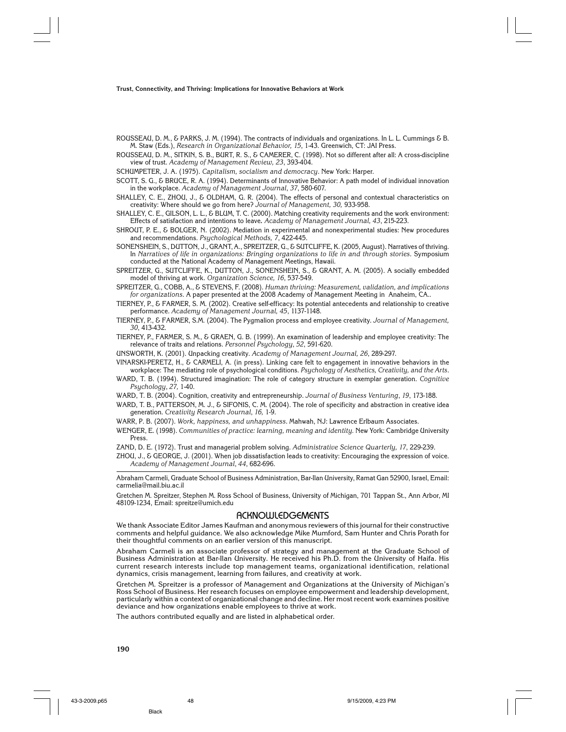ROUSSEAU, D. M., & PARKS, J. M. (1994). The contracts of individuals and organizations. In L. L. Cummings & B. M. Staw (Eds.), *Research in Organizational Behavior, 15*, 1-43. Greenwich, CT: JAI Press.

ROUSSEAU, D. M., SITKIN, S. B., BURT, R. S., & CAMERER, C. (1998). Not so different after all: A cross-discipline view of trust. *Academy of Management Review, 23*, 393-404.

SCHUMPETER, J. A. (1975). *Capitalism, socialism and democracy*. New York: Harper.

SCOTT, S. G., & BRUCE, R. A. (1994). Determinants of Innovative Behavior: A path model of individual innovation in the workplace. *Academy of Management Journal*, *37*, 580-607.

SHALLEY, C. E., ZHOU, J., & OLDHAM, G. R. (2004). The effects of personal and contextual characteristics on creativity: Where should we go from here? *Journal of Management, 30,* 933-958.

SHALLEY, C. E., GILSON, L. L., & BLUM, T. C. (2000). Matching creativity requirements and the work environment: Effects of satisfaction and intentions to leave. *Academy of Management Journal, 43*, 215-223.

SHROUT, P. E., & BOLGER, N. (2002). Mediation in experimental and nonexperimental studies: New procedures and recommendations. *Psychological Methods, 7*, 422-445.

SONENSHEIN, S., DUTTON, J., GRANT, A., SPREITZER, G., & SUTCLIFFE, K. (2005, August). Narratives of thriving. In *Narratives of life in organizations: Bringing organizations to life in and through stories*. Symposium conducted at the National Academy of Management Meetings, Hawaii.

SPREITZER, G., SUTCLIFFE, K., DUTTON, J., SONENSHEIN, S., & GRANT, A. M. (2005). A socially embedded model of thriving at work. *Organization Science, 16*, 537-549.

SPREITZER, G., COBB, A., & STEVENS, F. (2008). *Human thriving: Measurement, validation, and implications for organizations*. A paper presented at the 2008 Academy of Management Meeting in Anaheim, CA..

TIERNEY, P., & FARMER, S. M. (2002). Creative self-efficacy: Its potential antecedents and relationship to creative performance. *Academy of Management Journal, 45*, 1137-1148.

TIERNEY, P., & FARMER, S.M. (2004). The Pygmalion process and employee creativity. *Journal of Management, 30*, 413-432.

TIERNEY, P., FARMER, S. M., & GRAEN, G. B. (1999). An examination of leadership and employee creativity: The relevance of traits and relations. *Personnel Psychology*, *52*, 591-620.

UNSWORTH, K. (2001). Unpacking creativity. *Academy of Management Journal, 26*, 289-297.

VINARSKI-PERETZ, H., & CARMELI, A. (in press). Linking care felt to engagement in innovative behaviors in the workplace: The mediating role of psychological conditions. *Psychology of Aesthetics, Creativity, and the Arts*.

WARD, T. B. (1994). Structured imagination: The role of category structure in exemplar generation. *Cognitive Psychology*, *27,* 1-40.

WARD, T. B. (2004). Cognition, creativity and entrepreneurship. *Journal of Business Venturing*, *19*, 173-188.

WARD, T. B., PATTERSON, M. J., & SIFONIS, C. M. (2004). The role of specificity and abstraction in creative idea generation. *Creativity Research Journal*, *16,* 1-9.

WARR, P. B. (2007). *Work, happiness, and unhappiness*. Mahwah, NJ: Lawrence Erlbaum Associates.

WENGER, E. (1998). *Communities of practice: learning, meaning and identity*. New York: Cambridge University Press.

ZAND, D. E. (1972). Trust and managerial problem solving. *Administrative Science Quarterly, 17*, 229-239.

ZHOU, J., & GEORGE, J. (2001). When job dissatisfaction leads to creativity: Encouraging the expression of voice. *Academy of Management Journal*, *44*, 682-696.

---

Abraham Carmeli, Graduate School of Business Administration, Bar-Ilan University, Ramat Gan 52900, Israel, Email: carmelia@mail.biu.ac.il

Gretchen M. Spreitzer, Stephen M. Ross School of Business, University of Michigan, 701 Tappan St., Ann Arbor, MI 48109-1234, Email: spreitze@umich.edu

## ACKNOWLEDGEMENTS

We thank Associate Editor James Kaufman and anonymous reviewers of this journal for their constructive comments and helpful guidance. We also acknowledge Mike Mumford, Sam Hunter and Chris Porath for their thoughtful comments on an earlier version of this manuscript.

Abraham Carmeli is an associate professor of strategy and management at the Graduate School of Business Administration at Bar-Ilan University. He received his Ph.D. from the University of Haifa. His current research interests include top management teams, organizational identification, relational dynamics, crisis management, learning from failures, and creativity at work.

Gretchen M. Spreitzer is a professor of Management and Organizations at the University of Michigan's Ross School of Business. Her research focuses on employee empowerment and leadership development, particularly within a context of organizational change and decline. Her most recent work examines positive deviance and how organizations enable employees to thrive at work.

The authors contributed equally and are listed in alphabetical order.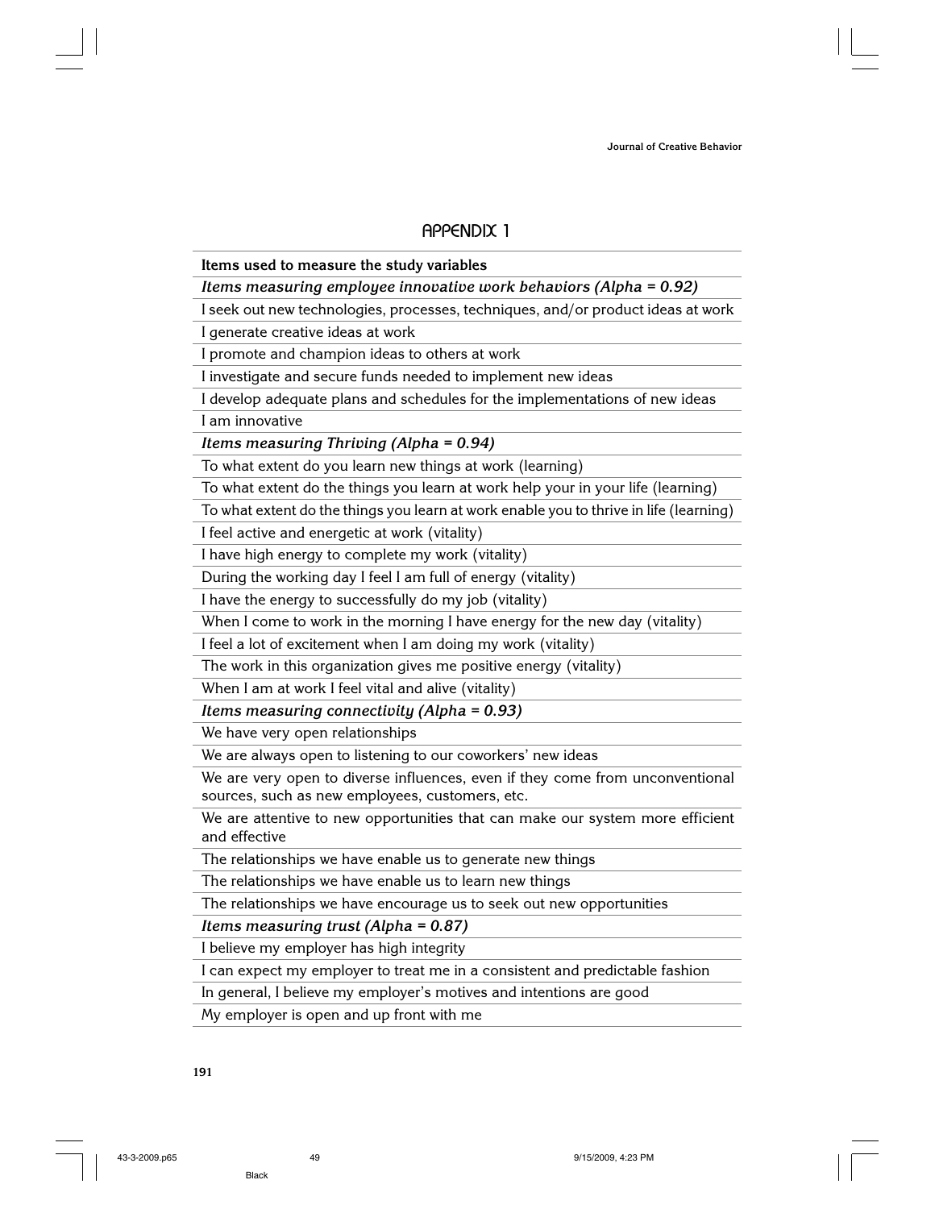## APPENDIX 1

| Items used to measure the study variables |
|---|
| *Items measuring employee innovative work behaviors (Alpha = 0.92)* |
| I seek out new technologies, processes, techniques, and/or product ideas at work |
| I generate creative ideas at work |
| I promote and champion ideas to others at work |
| I investigate and secure funds needed to implement new ideas |
| I develop adequate plans and schedules for the implementations of new ideas |
| I am innovative |
| *Items measuring Thriving (Alpha = 0.94)* |
| To what extent do you learn new things at work (learning) |
| To what extent do the things you learn at work help your in your life (learning) |
| To what extent do the things you learn at work enable you to thrive in life (learning) |
| I feel active and energetic at work (vitality) |
| I have high energy to complete my work (vitality) |
| During the working day I feel I am full of energy (vitality) |
| I have the energy to successfully do my job (vitality) |
| When I come to work in the morning I have energy for the new day (vitality) |
| I feel a lot of excitement when I am doing my work (vitality) |
| The work in this organization gives me positive energy (vitality) |
| When I am at work I feel vital and alive (vitality) |
| *Items measuring connectivity (Alpha = 0.93)* |
| We have very open relationships |
| We are always open to listening to our coworkers' new ideas |
| We are very open to diverse influences, even if they come from unconventional sources, such as new employees, customers, etc. |
| We are attentive to new opportunities that can make our system more efficient and effective |
| The relationships we have enable us to generate new things |
| The relationships we have enable us to learn new things |
| The relationships we have encourage us to seek out new opportunities |
| *Items measuring trust (Alpha = 0.87)* |
| I believe my employer has high integrity |
| I can expect my employer to treat me in a consistent and predictable fashion |
| In general, I believe my employer's motives and intentions are good |
| My employer is open and up front with me |